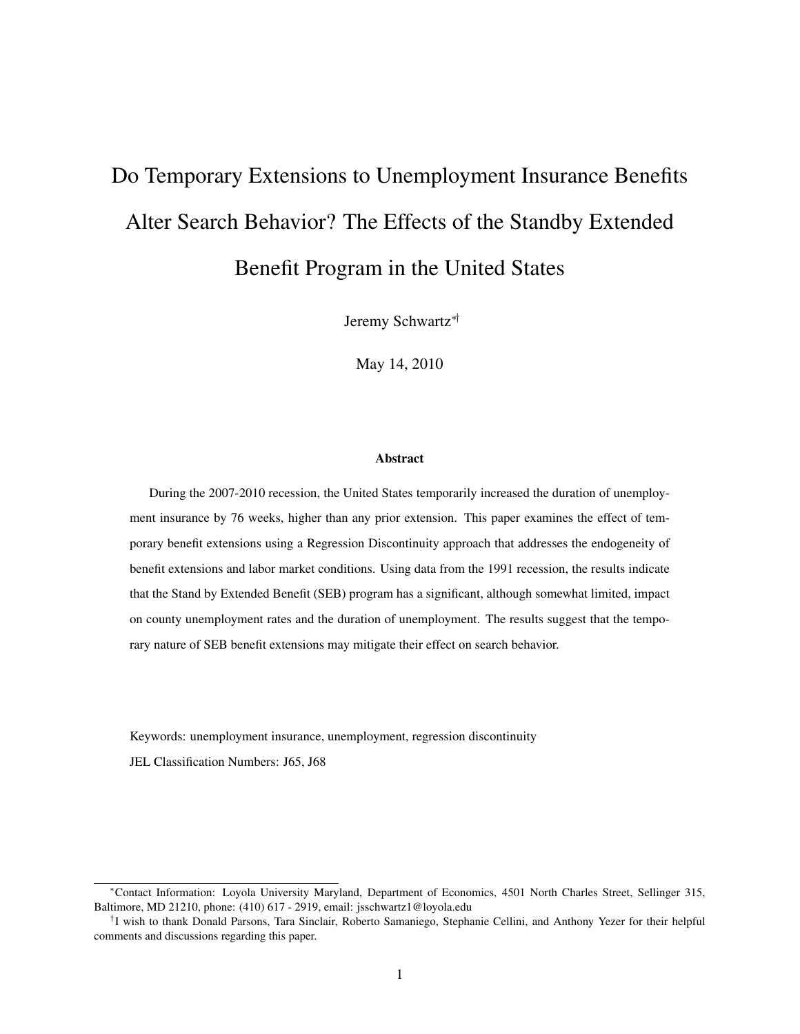# Do Temporary Extensions to Unemployment Insurance Benefits Alter Search Behavior? The Effects of the Standby Extended Benefit Program in the United States

Jeremy Schwartz[*][†]

May 14, 2010

### Abstract

During the 2007-2010 recession, the United States temporarily increased the duration of unemployment insurance by 76 weeks, higher than any prior extension. This paper examines the effect of temporary benefit extensions using a Regression Discontinuity approach that addresses the endogeneity of benefit extensions and labor market conditions. Using data from the 1991 recession, the results indicate that the Stand by Extended Benefit (SEB) program has a significant, although somewhat limited, impact on county unemployment rates and the duration of unemployment. The results suggest that the temporary nature of SEB benefit extensions may mitigate their effect on search behavior.

Keywords: unemployment insurance, unemployment, regression discontinuity

JEL Classification Numbers: J65, J68

---

[*] Contact Information: Loyola University Maryland, Department of Economics, 4501 North Charles Street, Sellinger 315, Baltimore, MD 21210, phone: (410) 617 - 2919, email: jsschwartz1@loyola.edu

[†] I wish to thank Donald Parsons, Tara Sinclair, Roberto Samaniego, Stephanie Cellini, and Anthony Yezer for their helpful comments and discussions regarding this paper.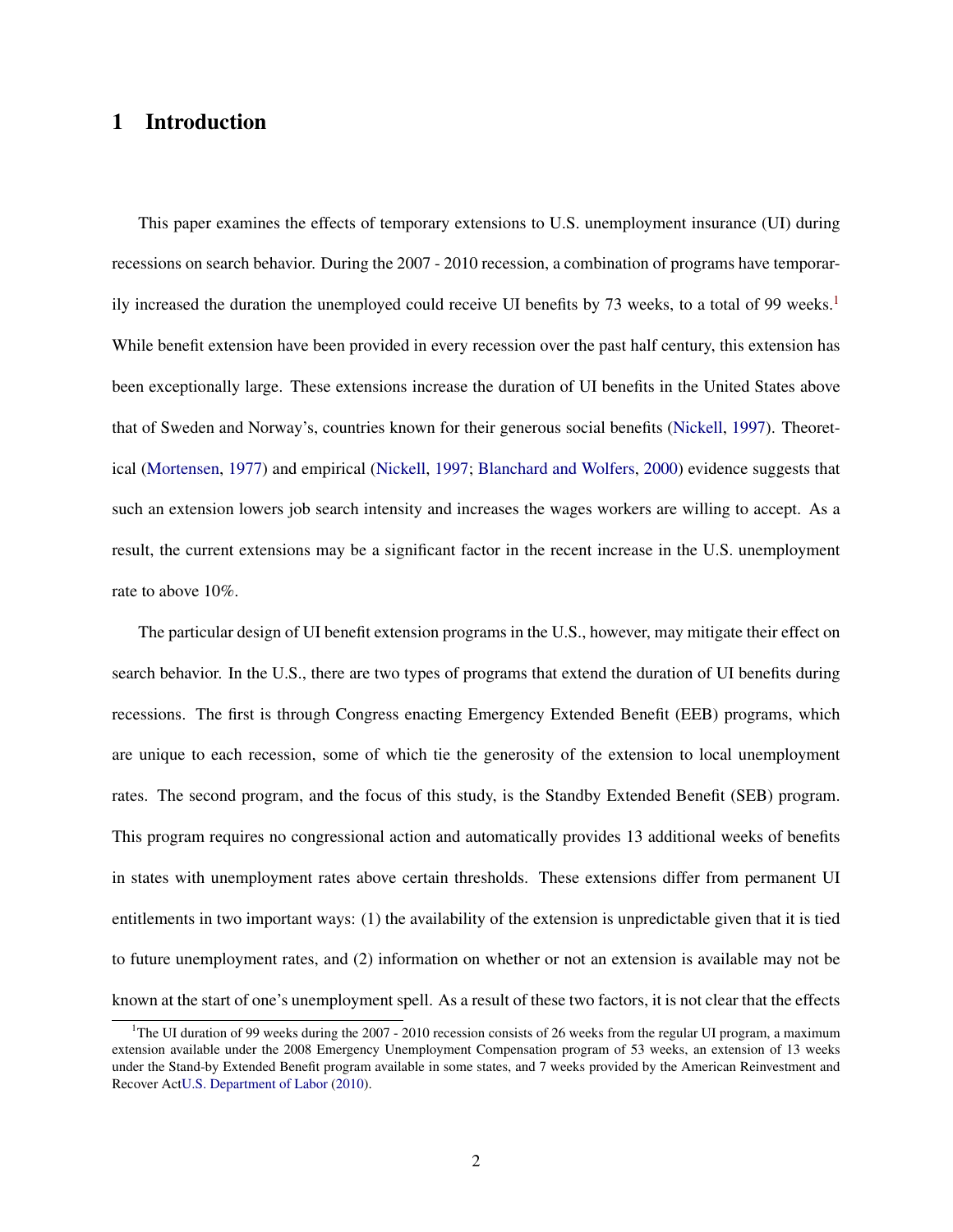# 1 Introduction

This paper examines the effects of temporary extensions to U.S. unemployment insurance (UI) during recessions on search behavior. During the 2007 - 2010 recession, a combination of programs have temporarily increased the duration the unemployed could receive UI benefits by 73 weeks, to a total of 99 weeks.[1] While benefit extension have been provided in every recession over the past half century, this extension has been exceptionally large. These extensions increase the duration of UI benefits in the United States above that of Sweden and Norway's, countries known for their generous social benefits (Nickell, 1997). Theoretical (Mortensen, 1977) and empirical (Nickell, 1997; Blanchard and Wolfers, 2000) evidence suggests that such an extension lowers job search intensity and increases the wages workers are willing to accept. As a result, the current extensions may be a significant factor in the recent increase in the U.S. unemployment rate to above 10%.

The particular design of UI benefit extension programs in the U.S., however, may mitigate their effect on search behavior. In the U.S., there are two types of programs that extend the duration of UI benefits during recessions. The first is through Congress enacting Emergency Extended Benefit (EEB) programs, which are unique to each recession, some of which tie the generosity of the extension to local unemployment rates. The second program, and the focus of this study, is the Standby Extended Benefit (SEB) program. This program requires no congressional action and automatically provides 13 additional weeks of benefits in states with unemployment rates above certain thresholds. These extensions differ from permanent UI entitlements in two important ways: (1) the availability of the extension is unpredictable given that it is tied to future unemployment rates, and (2) information on whether or not an extension is available may not be known at the start of one's unemployment spell. As a result of these two factors, it is not clear that the effects

[1] The UI duration of 99 weeks during the 2007 - 2010 recession consists of 26 weeks from the regular UI program, a maximum extension available under the 2008 Emergency Unemployment Compensation program of 53 weeks, an extension of 13 weeks under the Stand-by Extended Benefit program available in some states, and 7 weeks provided by the American Reinvestment and Recover ActU.S. Department of Labor (2010).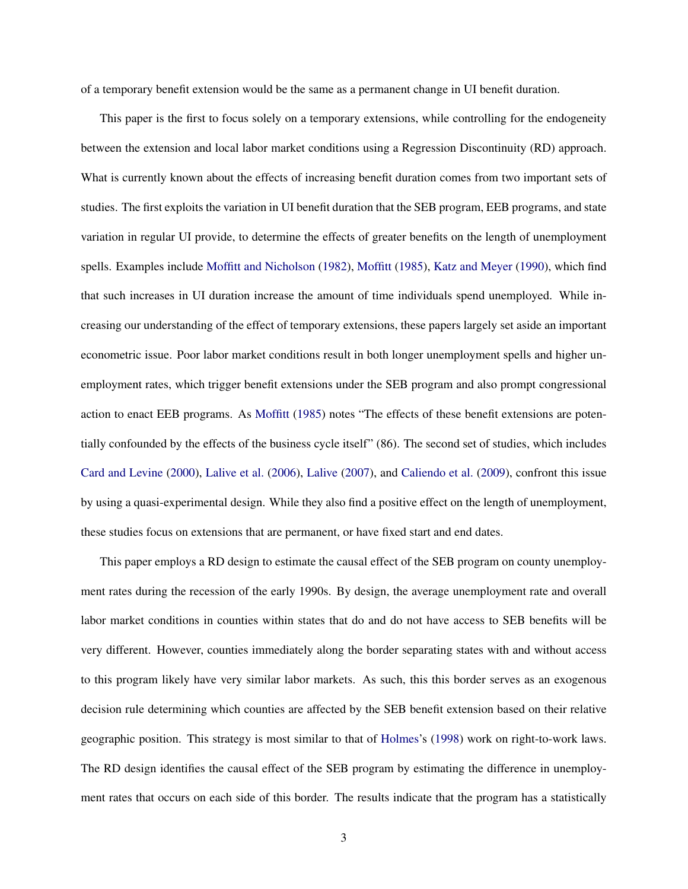of a temporary benefit extension would be the same as a permanent change in UI benefit duration.

This paper is the first to focus solely on a temporary extensions, while controlling for the endogeneity between the extension and local labor market conditions using a Regression Discontinuity (RD) approach. What is currently known about the effects of increasing benefit duration comes from two important sets of studies. The first exploits the variation in UI benefit duration that the SEB program, EEB programs, and state variation in regular UI provide, to determine the effects of greater benefits on the length of unemployment spells. Examples include Moffitt and Nicholson (1982), Moffitt (1985), Katz and Meyer (1990), which find that such increases in UI duration increase the amount of time individuals spend unemployed. While increasing our understanding of the effect of temporary extensions, these papers largely set aside an important econometric issue. Poor labor market conditions result in both longer unemployment spells and higher unemployment rates, which trigger benefit extensions under the SEB program and also prompt congressional action to enact EEB programs. As Moffitt (1985) notes "The effects of these benefit extensions are potentially confounded by the effects of the business cycle itself" (86). The second set of studies, which includes Card and Levine (2000), Lalive et al. (2006), Lalive (2007), and Caliendo et al. (2009), confront this issue by using a quasi-experimental design. While they also find a positive effect on the length of unemployment, these studies focus on extensions that are permanent, or have fixed start and end dates.

This paper employs a RD design to estimate the causal effect of the SEB program on county unemployment rates during the recession of the early 1990s. By design, the average unemployment rate and overall labor market conditions in counties within states that do and do not have access to SEB benefits will be very different. However, counties immediately along the border separating states with and without access to this program likely have very similar labor markets. As such, this this border serves as an exogenous decision rule determining which counties are affected by the SEB benefit extension based on their relative geographic position. This strategy is most similar to that of Holmes's (1998) work on right-to-work laws. The RD design identifies the causal effect of the SEB program by estimating the difference in unemployment rates that occurs on each side of this border. The results indicate that the program has a statistically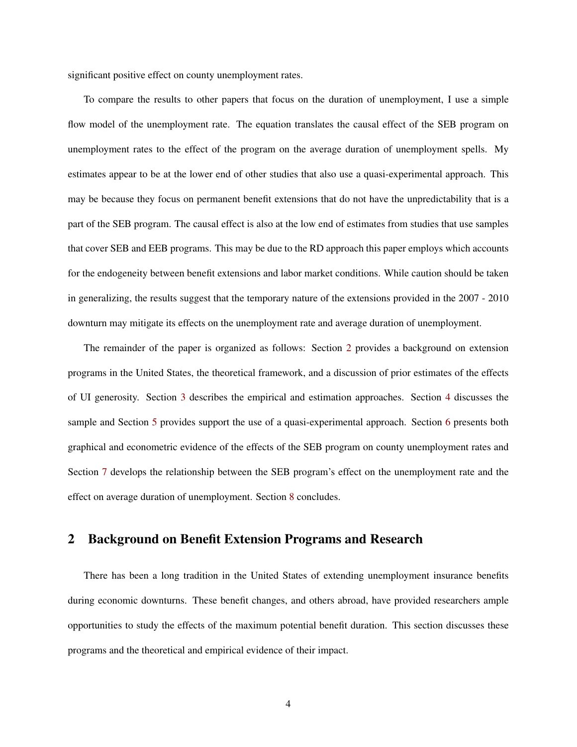significant positive effect on county unemployment rates.

To compare the results to other papers that focus on the duration of unemployment, I use a simple flow model of the unemployment rate. The equation translates the causal effect of the SEB program on unemployment rates to the effect of the program on the average duration of unemployment spells. My estimates appear to be at the lower end of other studies that also use a quasi-experimental approach. This may be because they focus on permanent benefit extensions that do not have the unpredictability that is a part of the SEB program. The causal effect is also at the low end of estimates from studies that use samples that cover SEB and EEB programs. This may be due to the RD approach this paper employs which accounts for the endogeneity between benefit extensions and labor market conditions. While caution should be taken in generalizing, the results suggest that the temporary nature of the extensions provided in the 2007 - 2010 downturn may mitigate its effects on the unemployment rate and average duration of unemployment.

The remainder of the paper is organized as follows: Section 2 provides a background on extension programs in the United States, the theoretical framework, and a discussion of prior estimates of the effects of UI generosity. Section 3 describes the empirical and estimation approaches. Section 4 discusses the sample and Section 5 provides support the use of a quasi-experimental approach. Section 6 presents both graphical and econometric evidence of the effects of the SEB program on county unemployment rates and Section 7 develops the relationship between the SEB program's effect on the unemployment rate and the effect on average duration of unemployment. Section 8 concludes.

## 2 Background on Benefit Extension Programs and Research

There has been a long tradition in the United States of extending unemployment insurance benefits during economic downturns. These benefit changes, and others abroad, have provided researchers ample opportunities to study the effects of the maximum potential benefit duration. This section discusses these programs and the theoretical and empirical evidence of their impact.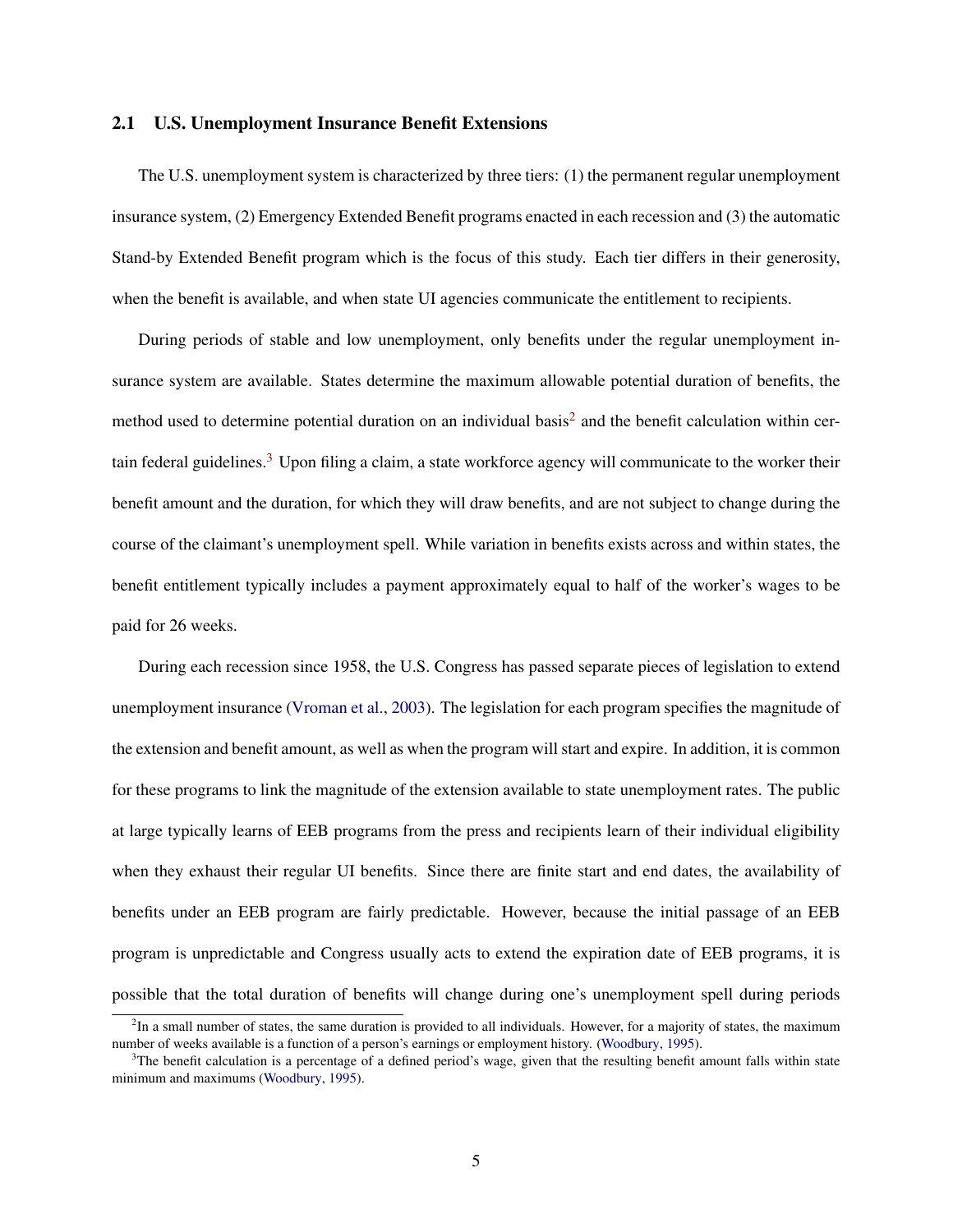## 2.1 U.S. Unemployment Insurance Benefit Extensions

The U.S. unemployment system is characterized by three tiers: (1) the permanent regular unemployment insurance system, (2) Emergency Extended Benefit programs enacted in each recession and (3) the automatic Stand-by Extended Benefit program which is the focus of this study. Each tier differs in their generosity, when the benefit is available, and when state UI agencies communicate the entitlement to recipients.

During periods of stable and low unemployment, only benefits under the regular unemployment insurance system are available. States determine the maximum allowable potential duration of benefits, the method used to determine potential duration on an individual basis[2] and the benefit calculation within certain federal guidelines.[3] Upon filing a claim, a state workforce agency will communicate to the worker their benefit amount and the duration, for which they will draw benefits, and are not subject to change during the course of the claimant's unemployment spell. While variation in benefits exists across and within states, the benefit entitlement typically includes a payment approximately equal to half of the worker's wages to be paid for 26 weeks.

During each recession since 1958, the U.S. Congress has passed separate pieces of legislation to extend unemployment insurance (Vroman et al., 2003). The legislation for each program specifies the magnitude of the extension and benefit amount, as well as when the program will start and expire. In addition, it is common for these programs to link the magnitude of the extension available to state unemployment rates. The public at large typically learns of EEB programs from the press and recipients learn of their individual eligibility when they exhaust their regular UI benefits. Since there are finite start and end dates, the availability of benefits under an EEB program are fairly predictable. However, because the initial passage of an EEB program is unpredictable and Congress usually acts to extend the expiration date of EEB programs, it is possible that the total duration of benefits will change during one's unemployment spell during periods

[2] In a small number of states, the same duration is provided to all individuals. However, for a majority of states, the maximum number of weeks available is a function of a person's earnings or employment history. (Woodbury, 1995).

[3] The benefit calculation is a percentage of a defined period's wage, given that the resulting benefit amount falls within state minimum and maximums (Woodbury, 1995).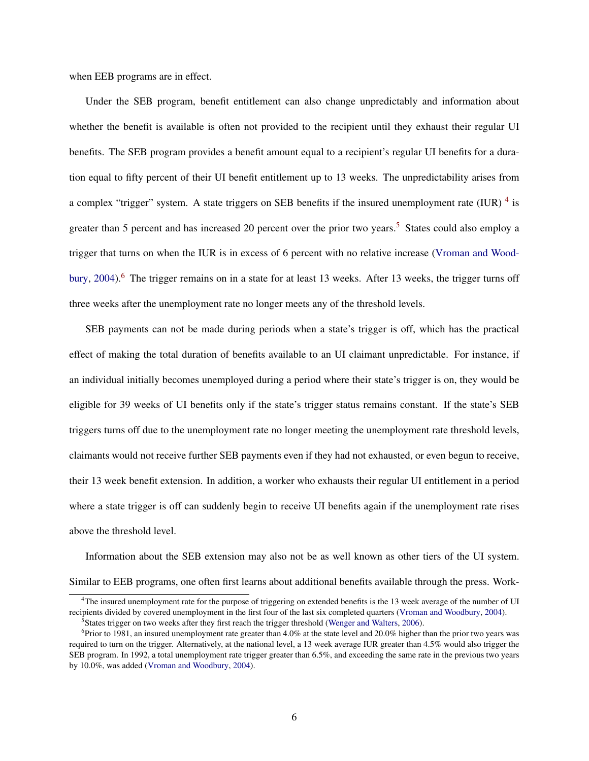when EEB programs are in effect.

Under the SEB program, benefit entitlement can also change unpredictably and information about whether the benefit is available is often not provided to the recipient until they exhaust their regular UI benefits. The SEB program provides a benefit amount equal to a recipient's regular UI benefits for a duration equal to fifty percent of their UI benefit entitlement up to 13 weeks. The unpredictability arises from a complex "trigger" system. A state triggers on SEB benefits if the insured unemployment rate (IUR) [4] is greater than 5 percent and has increased 20 percent over the prior two years.[5] States could also employ a trigger that turns on when the IUR is in excess of 6 percent with no relative increase (Vroman and Woodbury, 2004).[6] The trigger remains on in a state for at least 13 weeks. After 13 weeks, the trigger turns off three weeks after the unemployment rate no longer meets any of the threshold levels.

SEB payments can not be made during periods when a state's trigger is off, which has the practical effect of making the total duration of benefits available to an UI claimant unpredictable. For instance, if an individual initially becomes unemployed during a period where their state's trigger is on, they would be eligible for 39 weeks of UI benefits only if the state's trigger status remains constant. If the state's SEB triggers turns off due to the unemployment rate no longer meeting the unemployment rate threshold levels, claimants would not receive further SEB payments even if they had not exhausted, or even begun to receive, their 13 week benefit extension. In addition, a worker who exhausts their regular UI entitlement in a period where a state trigger is off can suddenly begin to receive UI benefits again if the unemployment rate rises above the threshold level.

Information about the SEB extension may also not be as well known as other tiers of the UI system. Similar to EEB programs, one often first learns about additional benefits available through the press. Work-

---

[4] The insured unemployment rate for the purpose of triggering on extended benefits is the 13 week average of the number of UI recipients divided by covered unemployment in the first four of the last six completed quarters (Vroman and Woodbury, 2004).

[5] States trigger on two weeks after they first reach the trigger threshold (Wenger and Walters, 2006).

[6] Prior to 1981, an insured unemployment rate greater than 4.0% at the state level and 20.0% higher than the prior two years was required to turn on the trigger. Alternatively, at the national level, a 13 week average IUR greater than 4.5% would also trigger the SEB program. In 1992, a total unemployment rate trigger greater than 6.5%, and exceeding the same rate in the previous two years by 10.0%, was added (Vroman and Woodbury, 2004).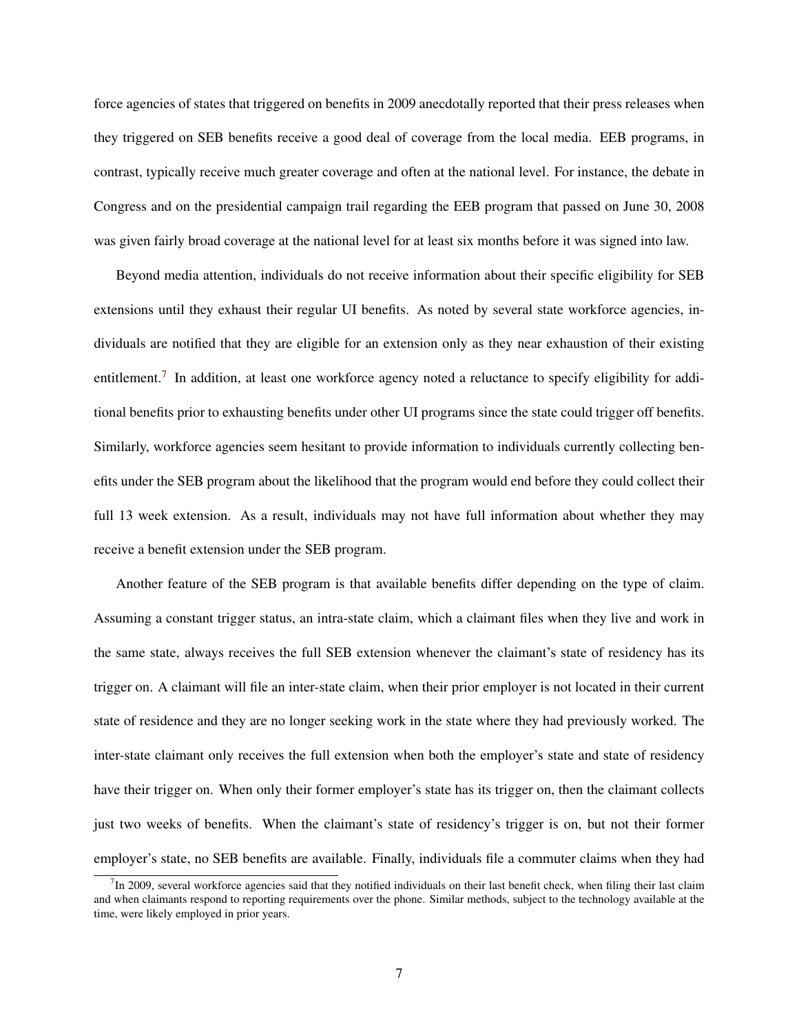force agencies of states that triggered on benefits in 2009 anecdotally reported that their press releases when they triggered on SEB benefits receive a good deal of coverage from the local media. EEB programs, in contrast, typically receive much greater coverage and often at the national level. For instance, the debate in Congress and on the presidential campaign trail regarding the EEB program that passed on June 30, 2008 was given fairly broad coverage at the national level for at least six months before it was signed into law.

Beyond media attention, individuals do not receive information about their specific eligibility for SEB extensions until they exhaust their regular UI benefits. As noted by several state workforce agencies, individuals are notified that they are eligible for an extension only as they near exhaustion of their existing entitlement.[7] In addition, at least one workforce agency noted a reluctance to specify eligibility for additional benefits prior to exhausting benefits under other UI programs since the state could trigger off benefits. Similarly, workforce agencies seem hesitant to provide information to individuals currently collecting benefits under the SEB program about the likelihood that the program would end before they could collect their full 13 week extension. As a result, individuals may not have full information about whether they may receive a benefit extension under the SEB program.

Another feature of the SEB program is that available benefits differ depending on the type of claim. Assuming a constant trigger status, an intra-state claim, which a claimant files when they live and work in the same state, always receives the full SEB extension whenever the claimant's state of residency has its trigger on. A claimant will file an inter-state claim, when their prior employer is not located in their current state of residence and they are no longer seeking work in the state where they had previously worked. The inter-state claimant only receives the full extension when both the employer's state and state of residency have their trigger on. When only their former employer's state has its trigger on, then the claimant collects just two weeks of benefits. When the claimant's state of residency's trigger is on, but not their former employer's state, no SEB benefits are available. Finally, individuals file a commuter claims when they had

[7] In 2009, several workforce agencies said that they notified individuals on their last benefit check, when filing their last claim and when claimants respond to reporting requirements over the phone. Similar methods, subject to the technology available at the time, were likely employed in prior years.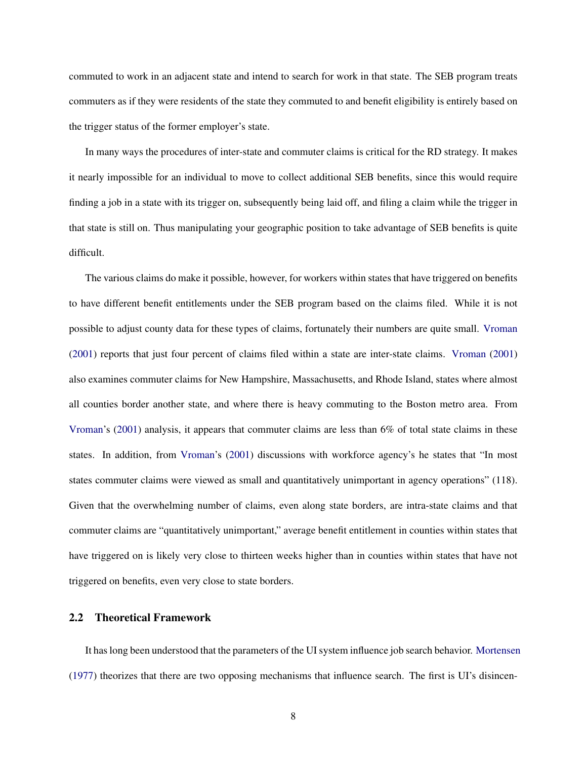commuted to work in an adjacent state and intend to search for work in that state. The SEB program treats commuters as if they were residents of the state they commuted to and benefit eligibility is entirely based on the trigger status of the former employer's state.

In many ways the procedures of inter-state and commuter claims is critical for the RD strategy. It makes it nearly impossible for an individual to move to collect additional SEB benefits, since this would require finding a job in a state with its trigger on, subsequently being laid off, and filing a claim while the trigger in that state is still on. Thus manipulating your geographic position to take advantage of SEB benefits is quite difficult.

The various claims do make it possible, however, for workers within states that have triggered on benefits to have different benefit entitlements under the SEB program based on the claims filed. While it is not possible to adjust county data for these types of claims, fortunately their numbers are quite small. Vroman (2001) reports that just four percent of claims filed within a state are inter-state claims. Vroman (2001) also examines commuter claims for New Hampshire, Massachusetts, and Rhode Island, states where almost all counties border another state, and where there is heavy commuting to the Boston metro area. From Vroman's (2001) analysis, it appears that commuter claims are less than 6% of total state claims in these states. In addition, from Vroman's (2001) discussions with workforce agency's he states that "In most states commuter claims were viewed as small and quantitatively unimportant in agency operations" (118). Given that the overwhelming number of claims, even along state borders, are intra-state claims and that commuter claims are "quantitatively unimportant," average benefit entitlement in counties within states that have triggered on is likely very close to thirteen weeks higher than in counties within states that have not triggered on benefits, even very close to state borders.

## 2.2 Theoretical Framework

It has long been understood that the parameters of the UI system influence job search behavior. Mortensen (1977) theorizes that there are two opposing mechanisms that influence search. The first is UI's disincen-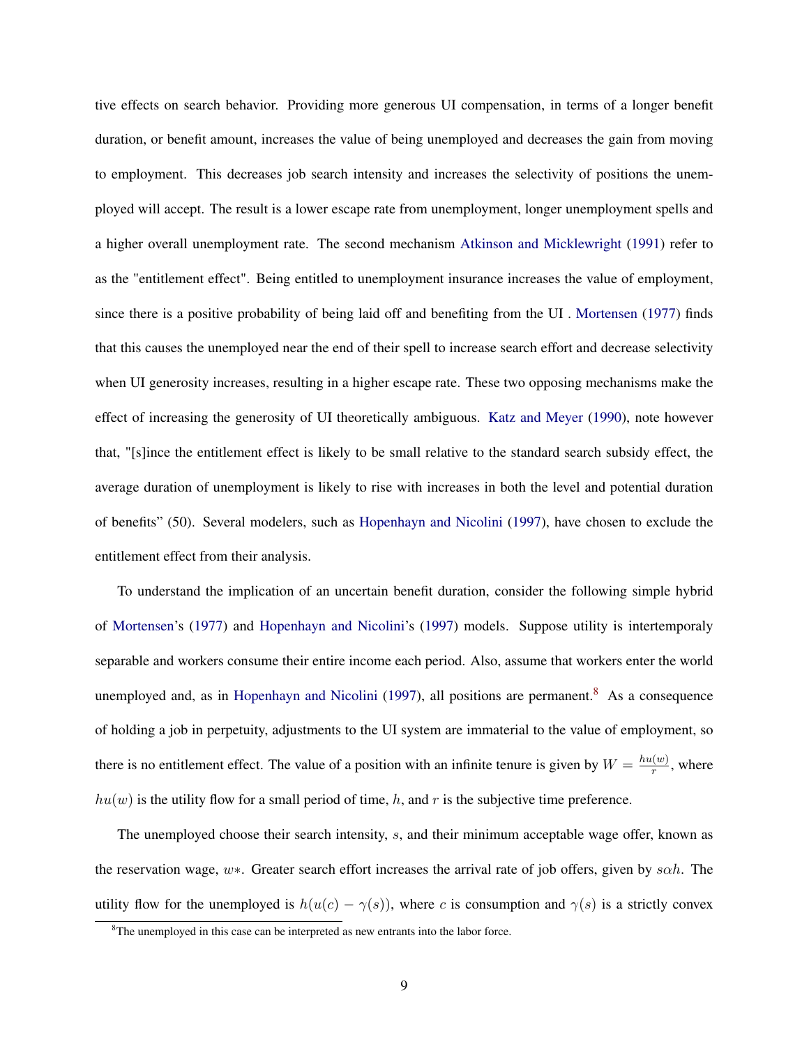tive effects on search behavior. Providing more generous UI compensation, in terms of a longer benefit duration, or benefit amount, increases the value of being unemployed and decreases the gain from moving to employment. This decreases job search intensity and increases the selectivity of positions the unemployed will accept. The result is a lower escape rate from unemployment, longer unemployment spells and a higher overall unemployment rate. The second mechanism Atkinson and Micklewright (1991) refer to as the "entitlement effect". Being entitled to unemployment insurance increases the value of employment, since there is a positive probability of being laid off and benefiting from the UI . Mortensen (1977) finds that this causes the unemployed near the end of their spell to increase search effort and decrease selectivity when UI generosity increases, resulting in a higher escape rate. These two opposing mechanisms make the effect of increasing the generosity of UI theoretically ambiguous. Katz and Meyer (1990), note however that, "[s]ince the entitlement effect is likely to be small relative to the standard search subsidy effect, the average duration of unemployment is likely to rise with increases in both the level and potential duration of benefits" (50). Several modelers, such as Hopenhayn and Nicolini (1997), have chosen to exclude the entitlement effect from their analysis.

To understand the implication of an uncertain benefit duration, consider the following simple hybrid of Mortensen's (1977) and Hopenhayn and Nicolini's (1997) models. Suppose utility is intertemporaly separable and workers consume their entire income each period. Also, assume that workers enter the world unemployed and, as in Hopenhayn and Nicolini (1997), all positions are permanent.[8] As a consequence of holding a job in perpetuity, adjustments to the UI system are immaterial to the value of employment, so there is no entitlement effect. The value of a position with an infinite tenure is given by $W = \frac{hu(w)}{r}$, where $hu(w)$ is the utility flow for a small period of time, $h$, and $r$ is the subjective time preference.

The unemployed choose their search intensity, $s$, and their minimum acceptable wage offer, known as the reservation wage, $w*$. Greater search effort increases the arrival rate of job offers, given by $s\alpha h$. The utility flow for the unemployed is $h(u(c) - \gamma(s))$, where $c$ is consumption and $\gamma(s)$ is a strictly convex

[8] The unemployed in this case can be interpreted as new entrants into the labor force.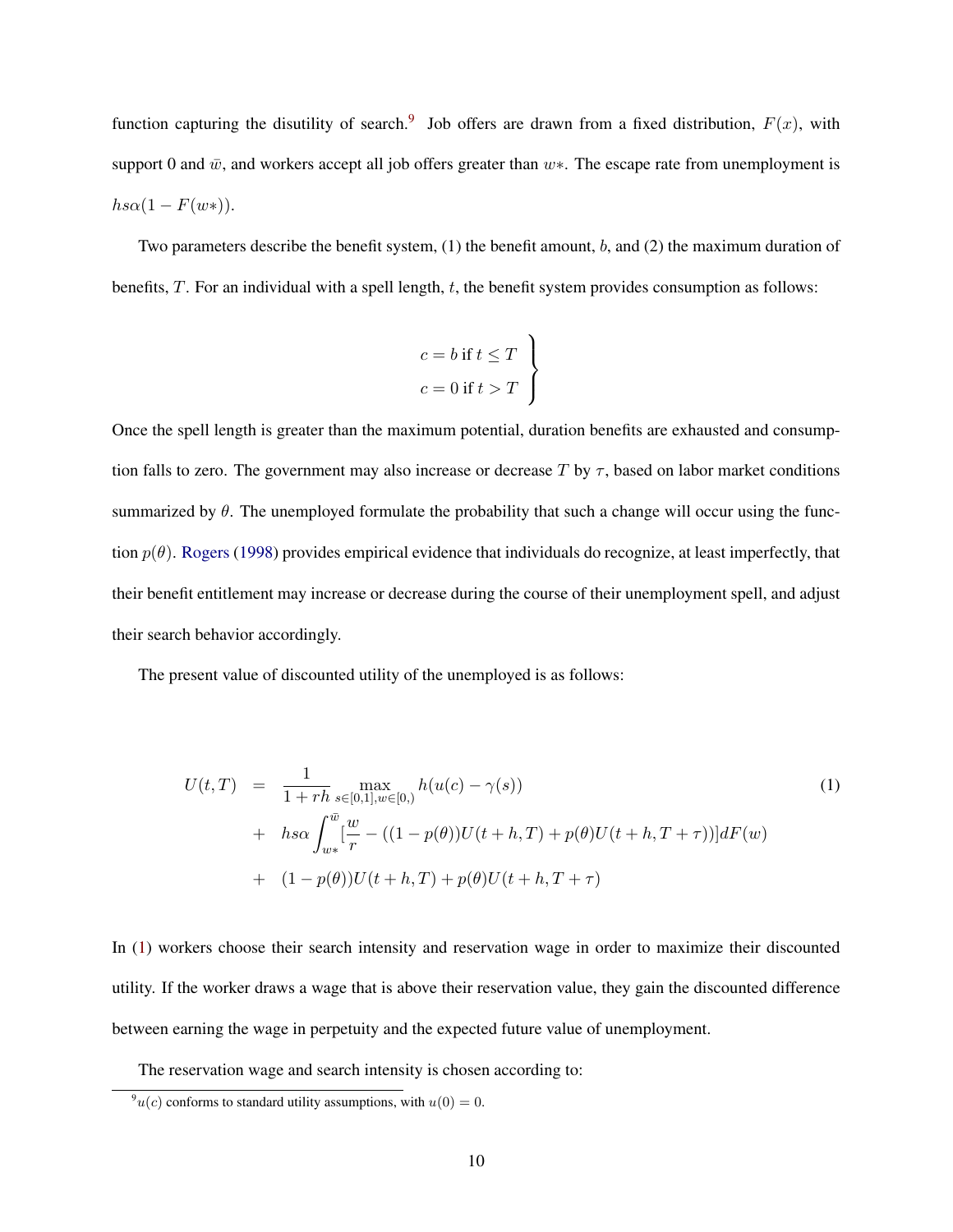function capturing the disutility of search.[9] Job offers are drawn from a fixed distribution, $F(x)$, with support 0 and $\bar{w}$, and workers accept all job offers greater than $w*$. The escape rate from unemployment is $hs\alpha(1 - F(w*))$.

Two parameters describe the benefit system, (1) the benefit amount, $b$, and (2) the maximum duration of benefits, $T$. For an individual with a spell length, $t$, the benefit system provides consumption as follows:

$$\left.\begin{array}{l} c = b \text{ if } t \leq T \\ c = 0 \text{ if } t > T \end{array}\right\}$$

Once the spell length is greater than the maximum potential, duration benefits are exhausted and consumption falls to zero. The government may also increase or decrease $T$ by $\tau$, based on labor market conditions summarized by $\theta$. The unemployed formulate the probability that such a change will occur using the function $p(\theta)$. Rogers (1998) provides empirical evidence that individuals do recognize, at least imperfectly, that their benefit entitlement may increase or decrease during the course of their unemployment spell, and adjust their search behavior accordingly.

The present value of discounted utility of the unemployed is as follows:

$$\begin{aligned} U(t,T) &= \frac{1}{1+rh} \max_{s\in[0,1], w\in[0,)} h(u(c) - \gamma(s)) \\ &+ hs\alpha \int_{w*}^{\bar{w}} [\frac{w}{r} - ((1-p(\theta))U(t+h,T) + p(\theta)U(t+h,T+\tau))]dF(w) \\ &+ (1-p(\theta))U(t+h,T) + p(\theta)U(t+h,T+\tau) \end{aligned} \tag{1}$$

In (1) workers choose their search intensity and reservation wage in order to maximize their discounted utility. If the worker draws a wage that is above their reservation value, they gain the discounted difference between earning the wage in perpetuity and the expected future value of unemployment.

The reservation wage and search intensity is chosen according to:

[9] $u(c)$ conforms to standard utility assumptions, with $u(0) = 0$.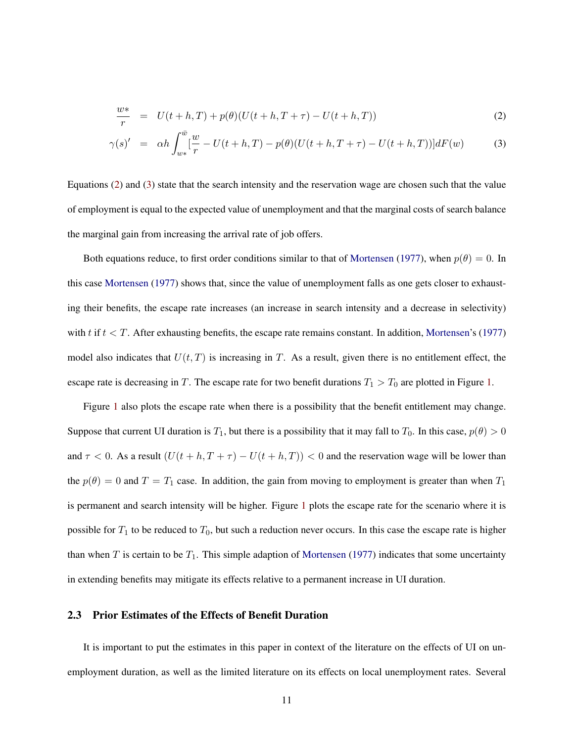$$\frac{w*}{r} = U(t+h,T) + p(\theta)(U(t+h,T+\tau) - U(t+h,T)) \tag{2}$$

$$\gamma(s)' = \alpha h \int_{w*}^{\bar{w}} [\frac{w}{r} - U(t+h,T) - p(\theta)(U(t+h,T+\tau) - U(t+h,T))]dF(w) \tag{3}$$

Equations (2) and (3) state that the search intensity and the reservation wage are chosen such that the value of employment is equal to the expected value of unemployment and that the marginal costs of search balance the marginal gain from increasing the arrival rate of job offers.

Both equations reduce, to first order conditions similar to that of Mortensen (1977), when $p(\theta) = 0$. In this case Mortensen (1977) shows that, since the value of unemployment falls as one gets closer to exhausting their benefits, the escape rate increases (an increase in search intensity and a decrease in selectivity) with $t$ if $t < T$. After exhausting benefits, the escape rate remains constant. In addition, Mortensen's (1977) model also indicates that $U(t, T)$ is increasing in $T$. As a result, given there is no entitlement effect, the escape rate is decreasing in $T$. The escape rate for two benefit durations $T_1 > T_0$ are plotted in Figure 1.

Figure 1 also plots the escape rate when there is a possibility that the benefit entitlement may change. Suppose that current UI duration is $T_1$, but there is a possibility that it may fall to $T_0$. In this case, $p(\theta) > 0$ and $\tau < 0$. As a result $(U(t+h,T+\tau) - U(t+h,T)) < 0$ and the reservation wage will be lower than the $p(\theta) = 0$ and $T = T_1$ case. In addition, the gain from moving to employment is greater than when $T_1$ is permanent and search intensity will be higher. Figure 1 plots the escape rate for the scenario where it is possible for $T_1$ to be reduced to $T_0$, but such a reduction never occurs. In this case the escape rate is higher than when $T$ is certain to be $T_1$. This simple adaption of Mortensen (1977) indicates that some uncertainty in extending benefits may mitigate its effects relative to a permanent increase in UI duration.

### 2.3 Prior Estimates of the Effects of Benefit Duration

It is important to put the estimates in this paper in context of the literature on the effects of UI on unemployment duration, as well as the limited literature on its effects on local unemployment rates. Several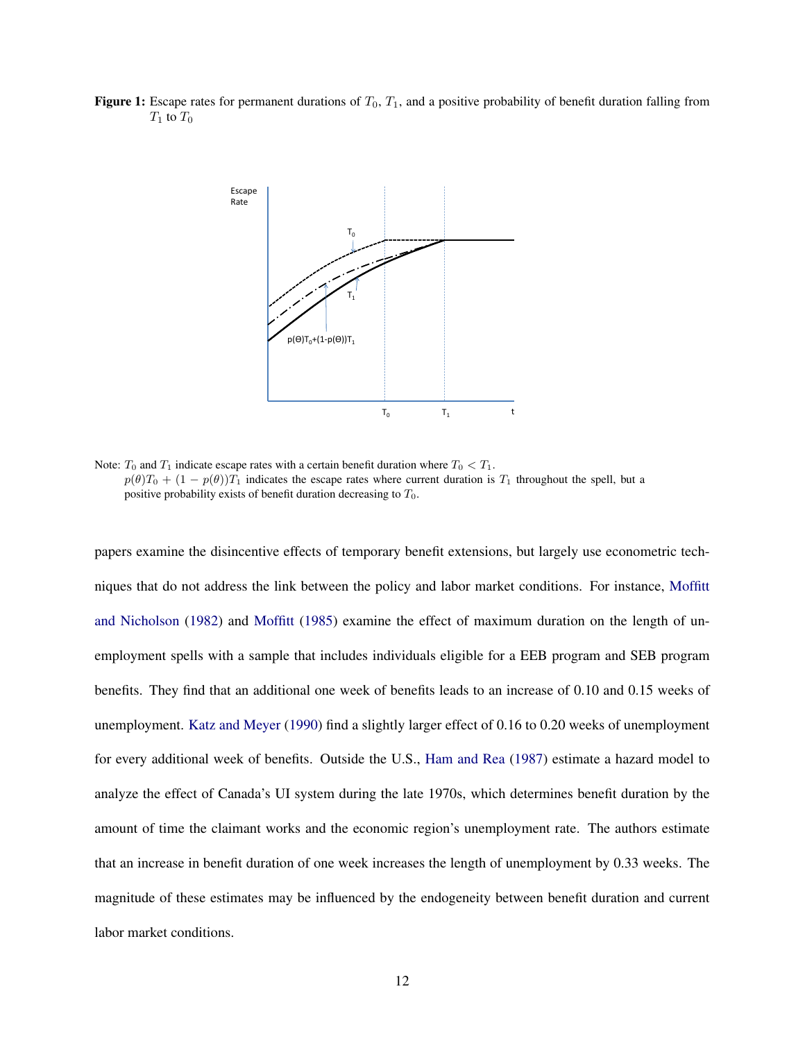**Figure 1:** Escape rates for permanent durations of $T_0$, $T_1$, and a positive probability of benefit duration falling from $T_1$ to $T_0$

Note: $T_0$ and $T_1$ indicate escape rates with a certain benefit duration where $T_0 < T_1$.
$p(\theta)T_0 + (1 - p(\theta))T_1$ indicates the escape rates where current duration is $T_1$ throughout the spell, but a positive probability exists of benefit duration decreasing to $T_0$.

papers examine the disincentive effects of temporary benefit extensions, but largely use econometric techniques that do not address the link between the policy and labor market conditions. For instance, Moffitt and Nicholson (1982) and Moffitt (1985) examine the effect of maximum duration on the length of unemployment spells with a sample that includes individuals eligible for a EEB program and SEB program benefits. They find that an additional one week of benefits leads to an increase of 0.10 and 0.15 weeks of unemployment. Katz and Meyer (1990) find a slightly larger effect of 0.16 to 0.20 weeks of unemployment for every additional week of benefits. Outside the U.S., Ham and Rea (1987) estimate a hazard model to analyze the effect of Canada's UI system during the late 1970s, which determines benefit duration by the amount of time the claimant works and the economic region's unemployment rate. The authors estimate that an increase in benefit duration of one week increases the length of unemployment by 0.33 weeks. The magnitude of these estimates may be influenced by the endogeneity between benefit duration and current labor market conditions.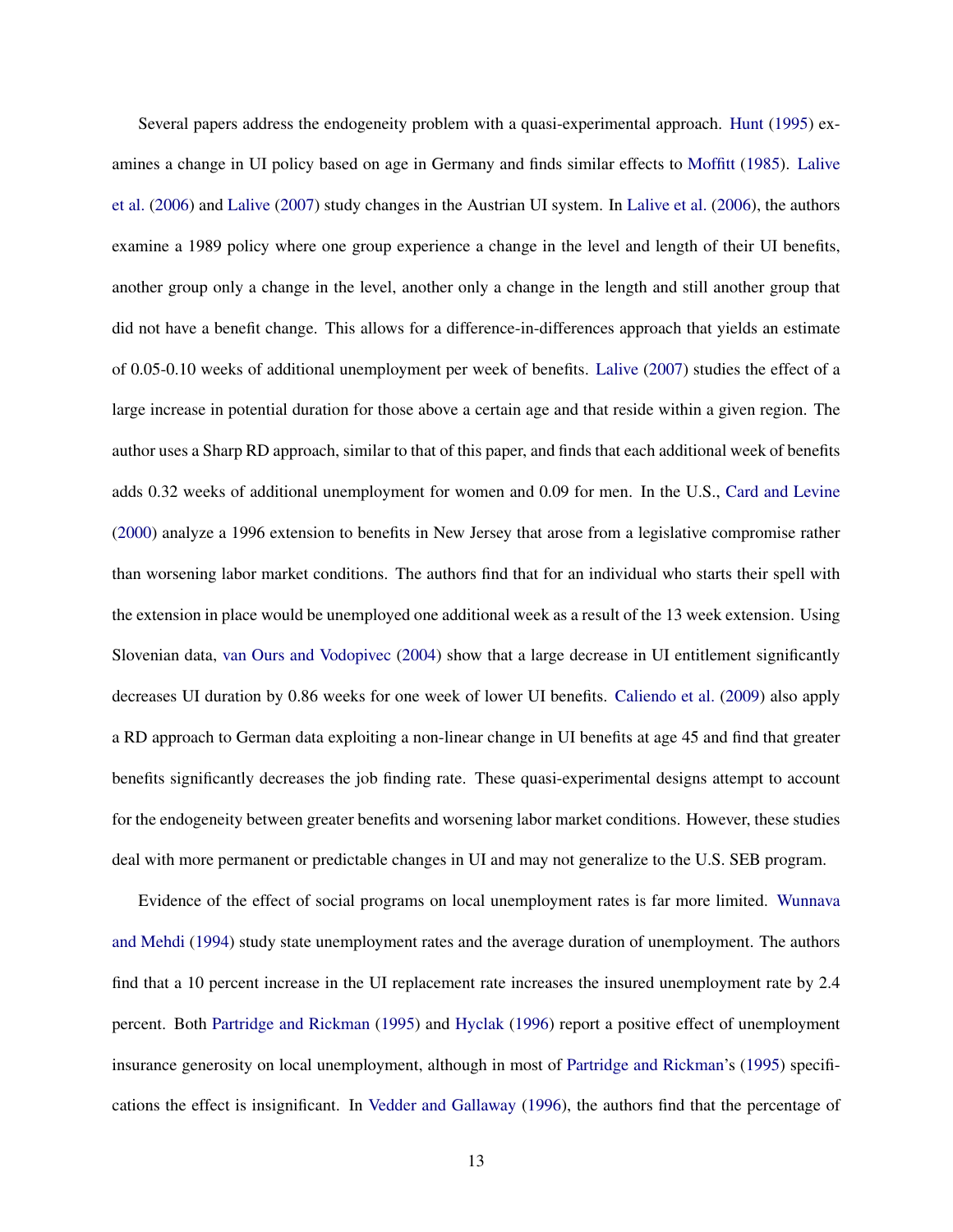Several papers address the endogeneity problem with a quasi-experimental approach. Hunt (1995) examines a change in UI policy based on age in Germany and finds similar effects to Moffitt (1985). Lalive et al. (2006) and Lalive (2007) study changes in the Austrian UI system. In Lalive et al. (2006), the authors examine a 1989 policy where one group experience a change in the level and length of their UI benefits, another group only a change in the level, another only a change in the length and still another group that did not have a benefit change. This allows for a difference-in-differences approach that yields an estimate of 0.05-0.10 weeks of additional unemployment per week of benefits. Lalive (2007) studies the effect of a large increase in potential duration for those above a certain age and that reside within a given region. The author uses a Sharp RD approach, similar to that of this paper, and finds that each additional week of benefits adds 0.32 weeks of additional unemployment for women and 0.09 for men. In the U.S., Card and Levine (2000) analyze a 1996 extension to benefits in New Jersey that arose from a legislative compromise rather than worsening labor market conditions. The authors find that for an individual who starts their spell with the extension in place would be unemployed one additional week as a result of the 13 week extension. Using Slovenian data, van Ours and Vodopivec (2004) show that a large decrease in UI entitlement significantly decreases UI duration by 0.86 weeks for one week of lower UI benefits. Caliendo et al. (2009) also apply a RD approach to German data exploiting a non-linear change in UI benefits at age 45 and find that greater benefits significantly decreases the job finding rate. These quasi-experimental designs attempt to account for the endogeneity between greater benefits and worsening labor market conditions. However, these studies deal with more permanent or predictable changes in UI and may not generalize to the U.S. SEB program.

Evidence of the effect of social programs on local unemployment rates is far more limited. Wunnava and Mehdi (1994) study state unemployment rates and the average duration of unemployment. The authors find that a 10 percent increase in the UI replacement rate increases the insured unemployment rate by 2.4 percent. Both Partridge and Rickman (1995) and Hyclak (1996) report a positive effect of unemployment insurance generosity on local unemployment, although in most of Partridge and Rickman's (1995) specifications the effect is insignificant. In Vedder and Gallaway (1996), the authors find that the percentage of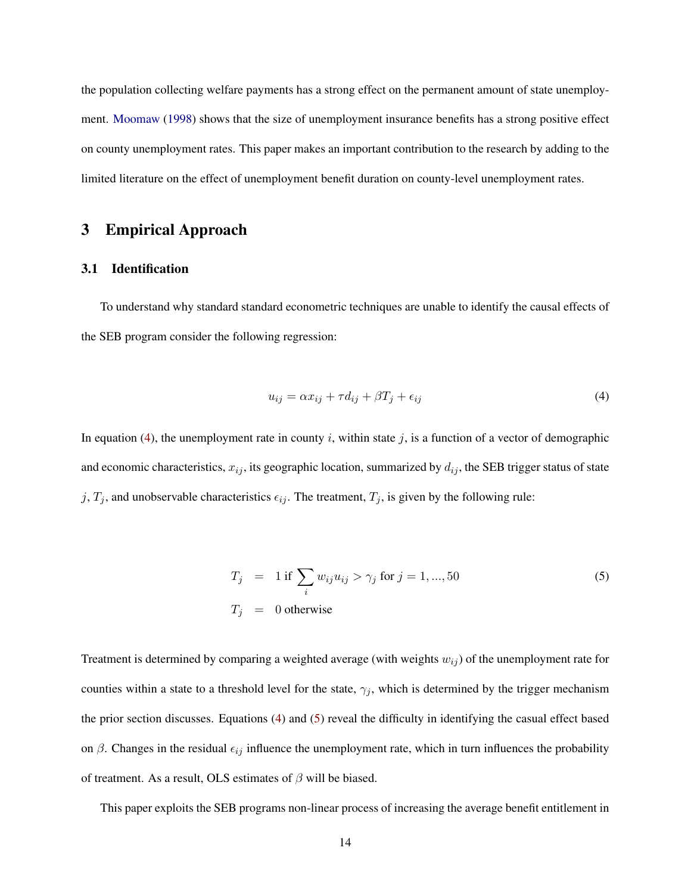the population collecting welfare payments has a strong effect on the permanent amount of state unemployment. Moomaw (1998) shows that the size of unemployment insurance benefits has a strong positive effect on county unemployment rates. This paper makes an important contribution to the research by adding to the limited literature on the effect of unemployment benefit duration on county-level unemployment rates.

# 3 Empirical Approach

## 3.1 Identification

To understand why standard standard econometric techniques are unable to identify the causal effects of the SEB program consider the following regression:

$$u_{ij} = \alpha x_{ij} + \tau d_{ij} + \beta T_j + \epsilon_{ij} \tag{4}$$

In equation (4), the unemployment rate in county $i$, within state $j$, is a function of a vector of demographic and economic characteristics, $x_{ij}$, its geographic location, summarized by $d_{ij}$, the SEB trigger status of state $j$, $T_j$, and unobservable characteristics $\epsilon_{ij}$. The treatment, $T_j$, is given by the following rule:

$$\begin{aligned} T_j &= 1 \text{ if } \sum_i w_{ij} u_{ij} > \gamma_j \text{ for } j = 1, ..., 50 \\ T_j &= 0 \text{ otherwise} \end{aligned} \tag{5}$$

Treatment is determined by comparing a weighted average (with weights $w_{ij}$) of the unemployment rate for counties within a state to a threshold level for the state, $\gamma_j$, which is determined by the trigger mechanism the prior section discusses. Equations (4) and (5) reveal the difficulty in identifying the casual effect based on $\beta$. Changes in the residual $\epsilon_{ij}$ influence the unemployment rate, which in turn influences the probability of treatment. As a result, OLS estimates of $\beta$ will be biased.

This paper exploits the SEB programs non-linear process of increasing the average benefit entitlement in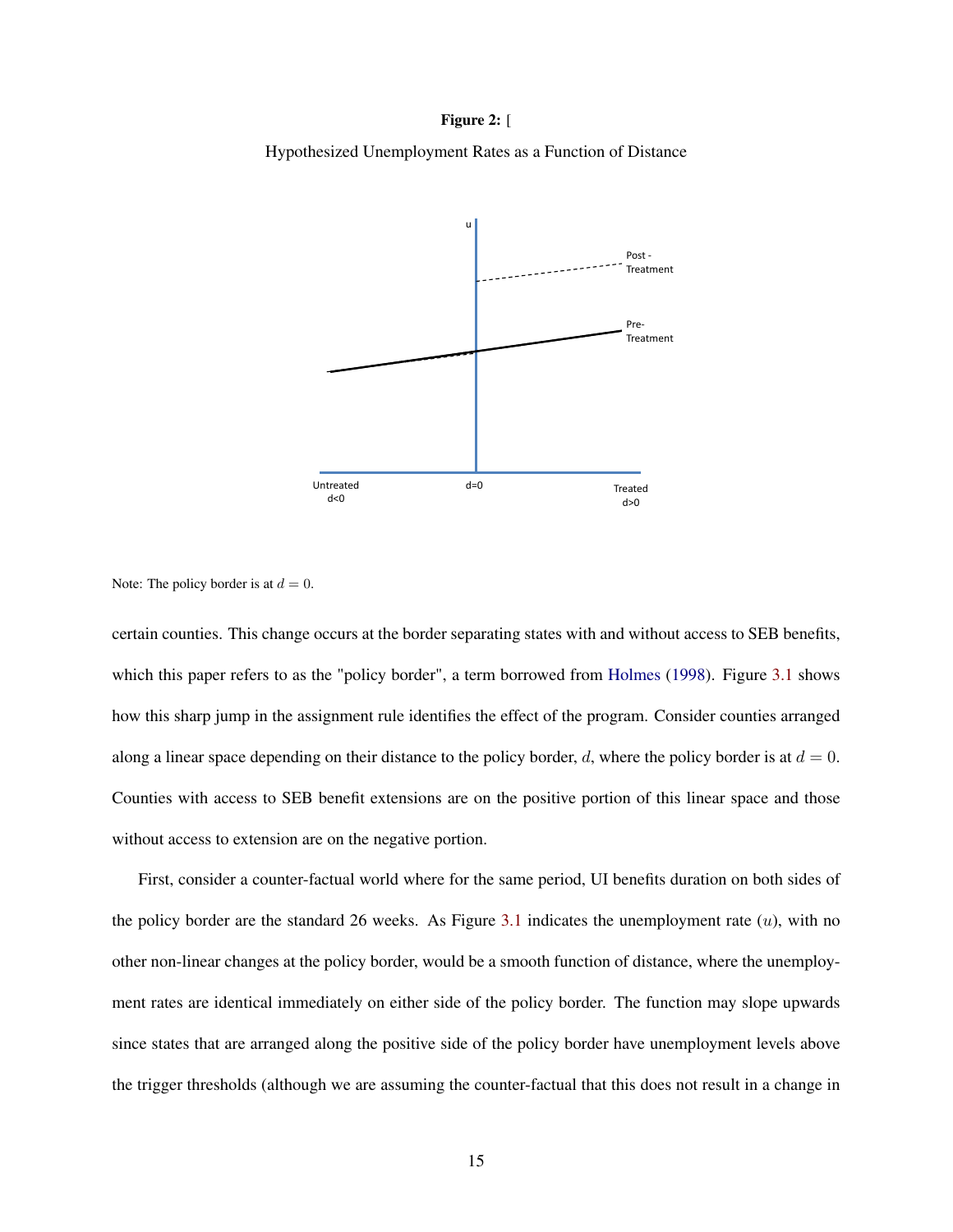**Figure 2:** [

Hypothesized Unemployment Rates as a Function of Distance

Note: The policy border is at $d = 0$.

certain counties. This change occurs at the border separating states with and without access to SEB benefits, which this paper refers to as the "policy border", a term borrowed from Holmes (1998). Figure 3.1 shows how this sharp jump in the assignment rule identifies the effect of the program. Consider counties arranged along a linear space depending on their distance to the policy border, $d$, where the policy border is at $d = 0$. Counties with access to SEB benefit extensions are on the positive portion of this linear space and those without access to extension are on the negative portion.

First, consider a counter-factual world where for the same period, UI benefits duration on both sides of the policy border are the standard 26 weeks. As Figure 3.1 indicates the unemployment rate ($u$), with no other non-linear changes at the policy border, would be a smooth function of distance, where the unemployment rates are identical immediately on either side of the policy border. The function may slope upwards since states that are arranged along the positive side of the policy border have unemployment levels above the trigger thresholds (although we are assuming the counter-factual that this does not result in a change in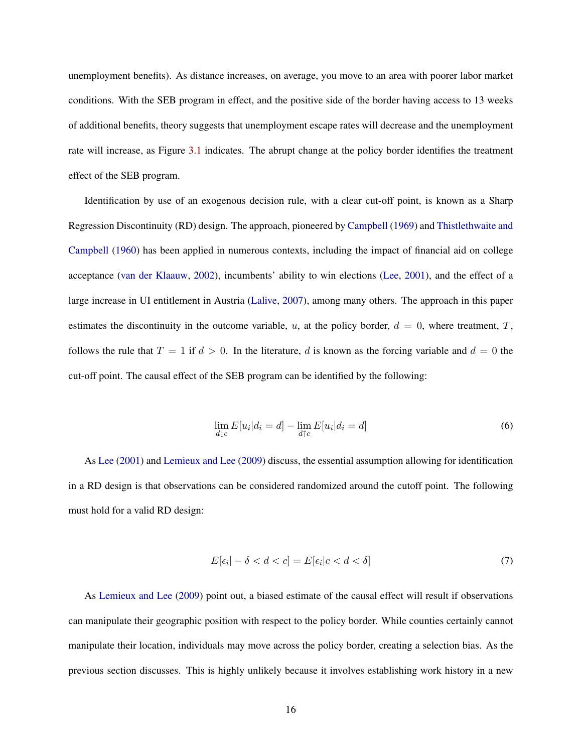unemployment benefits). As distance increases, on average, you move to an area with poorer labor market conditions. With the SEB program in effect, and the positive side of the border having access to 13 weeks of additional benefits, theory suggests that unemployment escape rates will decrease and the unemployment rate will increase, as Figure 3.1 indicates. The abrupt change at the policy border identifies the treatment effect of the SEB program.

Identification by use of an exogenous decision rule, with a clear cut-off point, is known as a Sharp Regression Discontinuity (RD) design. The approach, pioneered by Campbell (1969) and Thistlethwaite and Campbell (1960) has been applied in numerous contexts, including the impact of financial aid on college acceptance (van der Klaauw, 2002), incumbents' ability to win elections (Lee, 2001), and the effect of a large increase in UI entitlement in Austria (Lalive, 2007), among many others. The approach in this paper estimates the discontinuity in the outcome variable, $u$, at the policy border, $d = 0$, where treatment, $T$, follows the rule that $T = 1$ if $d > 0$. In the literature, $d$ is known as the forcing variable and $d = 0$ the cut-off point. The causal effect of the SEB program can be identified by the following:

$$\lim_{d \downarrow c} E[u_i | d_i = d] - \lim_{d \uparrow c} E[u_i | d_i = d] \tag{6}$$

As Lee (2001) and Lemieux and Lee (2009) discuss, the essential assumption allowing for identification in a RD design is that observations can be considered randomized around the cutoff point. The following must hold for a valid RD design:

$$E[\epsilon_i | -\delta < d < c] = E[\epsilon_i | c < d < \delta] \tag{7}$$

As Lemieux and Lee (2009) point out, a biased estimate of the causal effect will result if observations can manipulate their geographic position with respect to the policy border. While counties certainly cannot manipulate their location, individuals may move across the policy border, creating a selection bias. As the previous section discusses. This is highly unlikely because it involves establishing work history in a new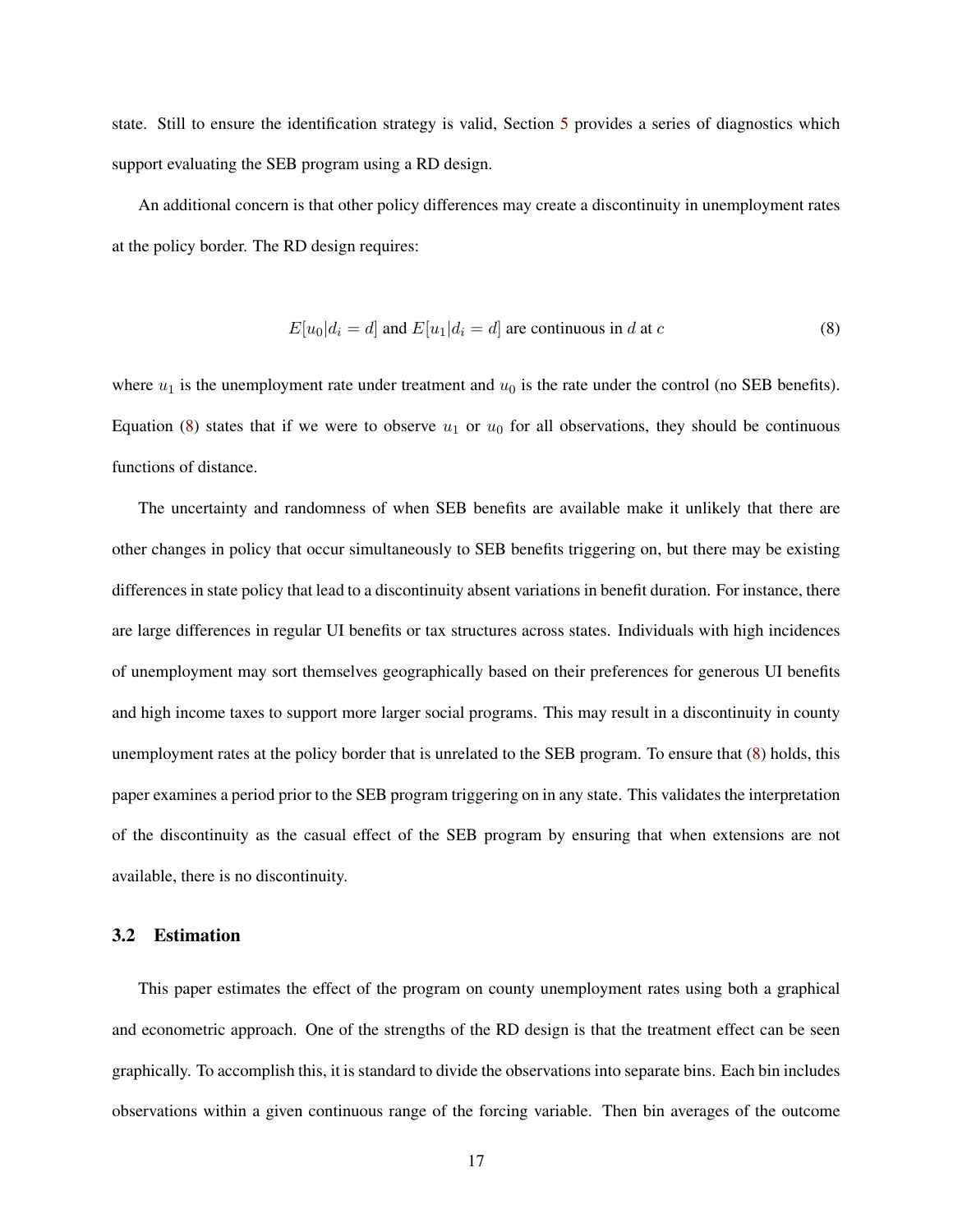state. Still to ensure the identification strategy is valid, Section 5 provides a series of diagnostics which support evaluating the SEB program using a RD design.

An additional concern is that other policy differences may create a discontinuity in unemployment rates at the policy border. The RD design requires:

$$E[u_0|d_i = d] \text{ and } E[u_1|d_i = d] \text{ are continuous in } d \text{ at } c \tag{8}$$

where $u_1$ is the unemployment rate under treatment and $u_0$ is the rate under the control (no SEB benefits). Equation (8) states that if we were to observe $u_1$ or $u_0$ for all observations, they should be continuous functions of distance.

The uncertainty and randomness of when SEB benefits are available make it unlikely that there are other changes in policy that occur simultaneously to SEB benefits triggering on, but there may be existing differences in state policy that lead to a discontinuity absent variations in benefit duration. For instance, there are large differences in regular UI benefits or tax structures across states. Individuals with high incidences of unemployment may sort themselves geographically based on their preferences for generous UI benefits and high income taxes to support more larger social programs. This may result in a discontinuity in county unemployment rates at the policy border that is unrelated to the SEB program. To ensure that (8) holds, this paper examines a period prior to the SEB program triggering on in any state. This validates the interpretation of the discontinuity as the casual effect of the SEB program by ensuring that when extensions are not available, there is no discontinuity.

### 3.2 Estimation

This paper estimates the effect of the program on county unemployment rates using both a graphical and econometric approach. One of the strengths of the RD design is that the treatment effect can be seen graphically. To accomplish this, it is standard to divide the observations into separate bins. Each bin includes observations within a given continuous range of the forcing variable. Then bin averages of the outcome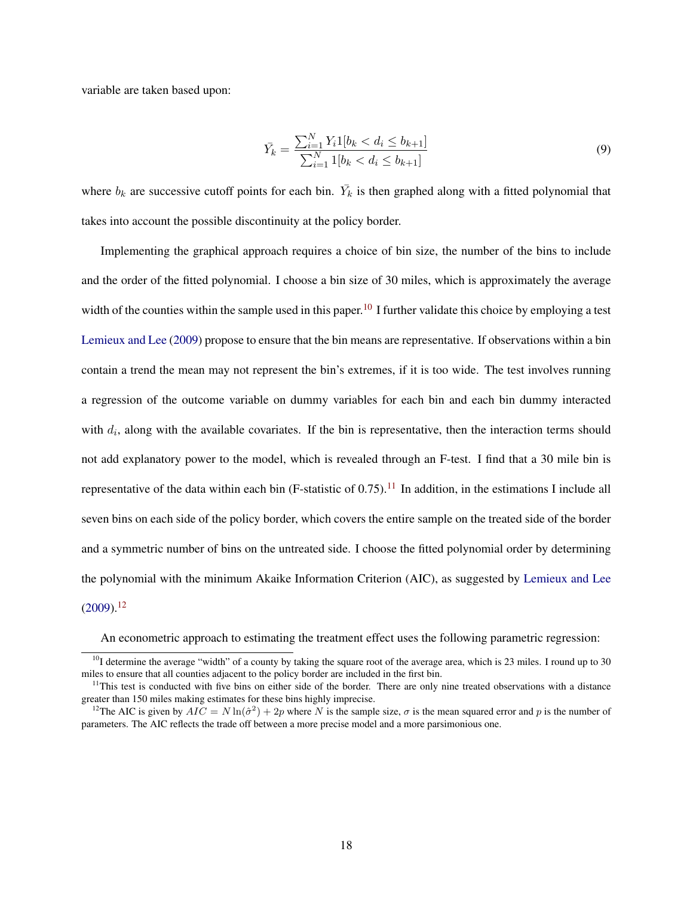variable are taken based upon:

$$\bar{Y_k} = \frac{\sum_{i=1}^{N} Y_i 1[b_k < d_i \leq b_{k+1}]}{\sum_{i=1}^{N} 1[b_k < d_i \leq b_{k+1}]} \tag{9}$$

where $b_k$ are successive cutoff points for each bin. $\bar{Y_k}$ is then graphed along with a fitted polynomial that takes into account the possible discontinuity at the policy border.

Implementing the graphical approach requires a choice of bin size, the number of the bins to include and the order of the fitted polynomial. I choose a bin size of 30 miles, which is approximately the average width of the counties within the sample used in this paper.[10] I further validate this choice by employing a test Lemieux and Lee (2009) propose to ensure that the bin means are representative. If observations within a bin contain a trend the mean may not represent the bin's extremes, if it is too wide. The test involves running a regression of the outcome variable on dummy variables for each bin and each bin dummy interacted with $d_i$, along with the available covariates. If the bin is representative, then the interaction terms should not add explanatory power to the model, which is revealed through an F-test. I find that a 30 mile bin is representative of the data within each bin (F-statistic of 0.75).[11] In addition, in the estimations I include all seven bins on each side of the policy border, which covers the entire sample on the treated side of the border and a symmetric number of bins on the untreated side. I choose the fitted polynomial order by determining the polynomial with the minimum Akaike Information Criterion (AIC), as suggested by Lemieux and Lee (2009).[12]

An econometric approach to estimating the treatment effect uses the following parametric regression:

[10] I determine the average "width" of a county by taking the square root of the average area, which is 23 miles. I round up to 30 miles to ensure that all counties adjacent to the policy border are included in the first bin.

[11] This test is conducted with five bins on either side of the border. There are only nine treated observations with a distance greater than 150 miles making estimates for these bins highly imprecise.

[12] The AIC is given by $AIC = N \ln(\hat{\sigma}^2) + 2p$ where $N$ is the sample size, $\sigma$ is the mean squared error and $p$ is the number of parameters. The AIC reflects the trade off between a more precise model and a more parsimonious one.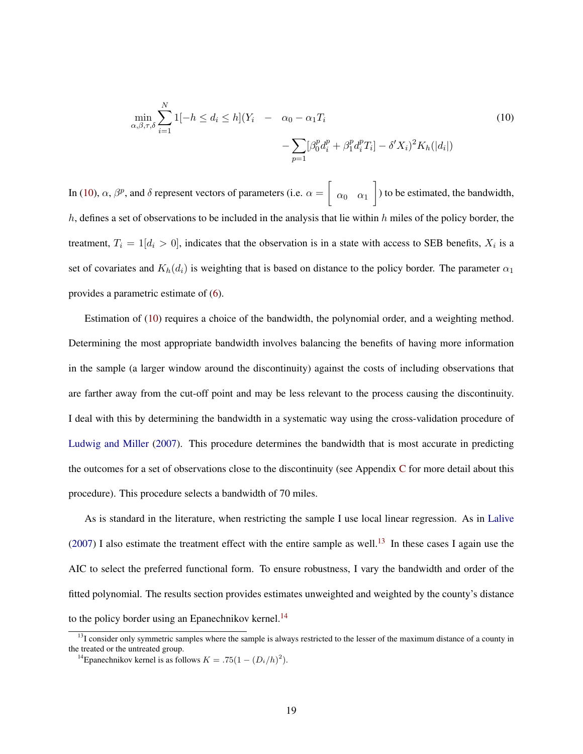$$
\min_{\alpha,\beta,\tau,\delta} \sum_{i=1}^{N} 1[-h \leq d_i \leq h](Y_i \quad - \quad \alpha_0 - \alpha_1 T_i \\
- \sum_{p=1} [\beta_0^p d_i^p + \beta_1^p d_i^p T_i] - \delta' X_i)^2 K_h(|d_i|) \tag{10}
$$

In (10), $\alpha$, $\beta^p$, and $\delta$ represent vectors of parameters (i.e. $\alpha = \begin{bmatrix} \alpha_0 & \alpha_1 \end{bmatrix}$) to be estimated, the bandwidth, $h$, defines a set of observations to be included in the analysis that lie within $h$ miles of the policy border, the treatment, $T_i = 1[d_i > 0]$, indicates that the observation is in a state with access to SEB benefits, $X_i$ is a set of covariates and $K_h(d_i)$ is weighting that is based on distance to the policy border. The parameter $\alpha_1$ provides a parametric estimate of (6).

Estimation of (10) requires a choice of the bandwidth, the polynomial order, and a weighting method. Determining the most appropriate bandwidth involves balancing the benefits of having more information in the sample (a larger window around the discontinuity) against the costs of including observations that are farther away from the cut-off point and may be less relevant to the process causing the discontinuity. I deal with this by determining the bandwidth in a systematic way using the cross-validation procedure of Ludwig and Miller (2007). This procedure determines the bandwidth that is most accurate in predicting the outcomes for a set of observations close to the discontinuity (see Appendix C for more detail about this procedure). This procedure selects a bandwidth of 70 miles.

As is standard in the literature, when restricting the sample I use local linear regression. As in Lalive (2007) I also estimate the treatment effect with the entire sample as well.[13] In these cases I again use the AIC to select the preferred functional form. To ensure robustness, I vary the bandwidth and order of the fitted polynomial. The results section provides estimates unweighted and weighted by the county's distance to the policy border using an Epanechnikov kernel.[14]

---

[13] I consider only symmetric samples where the sample is always restricted to the lesser of the maximum distance of a county in the treated or the untreated group.

[14] Epanechnikov kernel is as follows $K = .75(1 - (D_i/h)^2)$.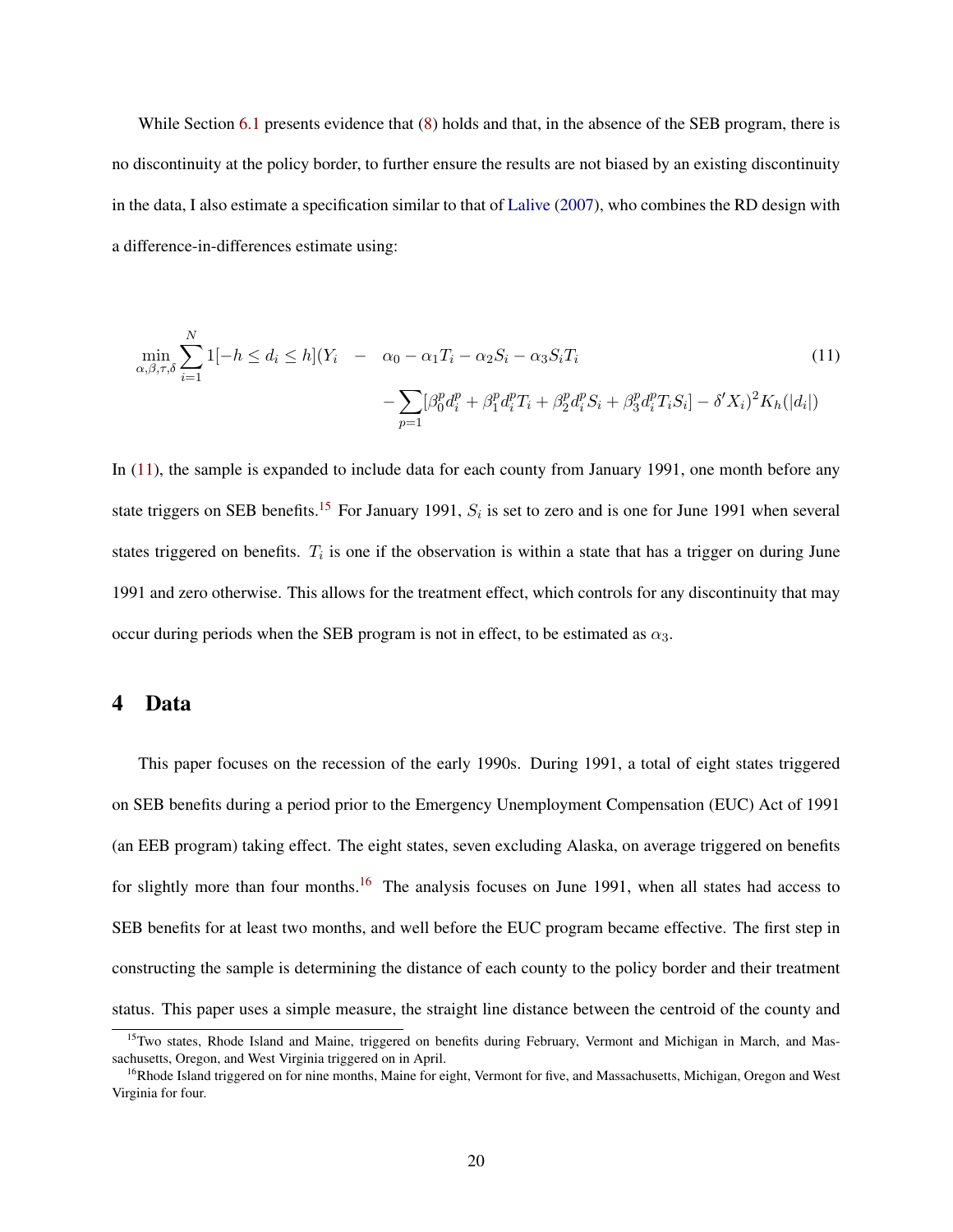While Section 6.1 presents evidence that (8) holds and that, in the absence of the SEB program, there is no discontinuity at the policy border, to further ensure the results are not biased by an existing discontinuity in the data, I also estimate a specification similar to that of Lalive (2007), who combines the RD design with a difference-in-differences estimate using:

$$
\begin{aligned}
\min_{\alpha,\beta,\tau,\delta} \sum_{i=1}^{N} 1[-h \leq d_i \leq h](Y_i \quad - \quad & \alpha_0 - \alpha_1 T_i - \alpha_2 S_i - \alpha_3 S_i T_i \\
& - \sum_{p=1} [\beta_0^p d_i^p + \beta_1^p d_i^p T_i + \beta_2^p d_i^p S_i + \beta_3^p d_i^p T_i S_i] - \delta' X_i)^2 K_h(|d_i|)
\end{aligned}
\tag{11}
$$

In (11), the sample is expanded to include data for each county from January 1991, one month before any state triggers on SEB benefits.[15] For January 1991, $S_i$ is set to zero and is one for June 1991 when several states triggered on benefits. $T_i$ is one if the observation is within a state that has a trigger on during June 1991 and zero otherwise. This allows for the treatment effect, which controls for any discontinuity that may occur during periods when the SEB program is not in effect, to be estimated as $\alpha_3$.

# 4 Data

This paper focuses on the recession of the early 1990s. During 1991, a total of eight states triggered on SEB benefits during a period prior to the Emergency Unemployment Compensation (EUC) Act of 1991 (an EEB program) taking effect. The eight states, seven excluding Alaska, on average triggered on benefits for slightly more than four months.[16] The analysis focuses on June 1991, when all states had access to SEB benefits for at least two months, and well before the EUC program became effective. The first step in constructing the sample is determining the distance of each county to the policy border and their treatment status. This paper uses a simple measure, the straight line distance between the centroid of the county and

[15] Two states, Rhode Island and Maine, triggered on benefits during February, Vermont and Michigan in March, and Massachusetts, Oregon, and West Virginia triggered on in April.

[16] Rhode Island triggered on for nine months, Maine for eight, Vermont for five, and Massachusetts, Michigan, Oregon and West Virginia for four.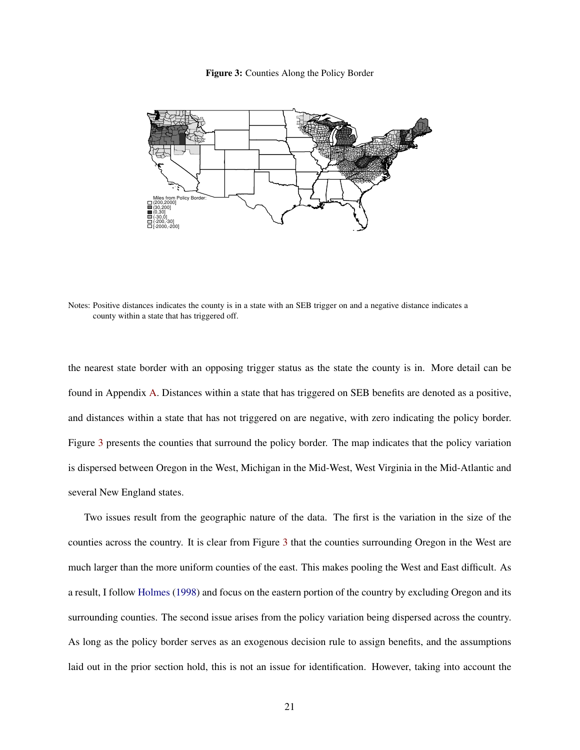**Figure 3:** Counties Along the Policy Border

Miles from Policy Border:
(200,2000]
(30,200]
[0,30]
[-30,0]
[-200,-30]
[-2000,-200]

Notes: Positive distances indicates the county is in a state with an SEB trigger on and a negative distance indicates a county within a state that has triggered off.

the nearest state border with an opposing trigger status as the state the county is in. More detail can be found in Appendix A. Distances within a state that has triggered on SEB benefits are denoted as a positive, and distances within a state that has not triggered on are negative, with zero indicating the policy border. Figure 3 presents the counties that surround the policy border. The map indicates that the policy variation is dispersed between Oregon in the West, Michigan in the Mid-West, West Virginia in the Mid-Atlantic and several New England states.

Two issues result from the geographic nature of the data. The first is the variation in the size of the counties across the country. It is clear from Figure 3 that the counties surrounding Oregon in the West are much larger than the more uniform counties of the east. This makes pooling the West and East difficult. As a result, I follow Holmes (1998) and focus on the eastern portion of the country by excluding Oregon and its surrounding counties. The second issue arises from the policy variation being dispersed across the country. As long as the policy border serves as an exogenous decision rule to assign benefits, and the assumptions laid out in the prior section hold, this is not an issue for identification. However, taking into account the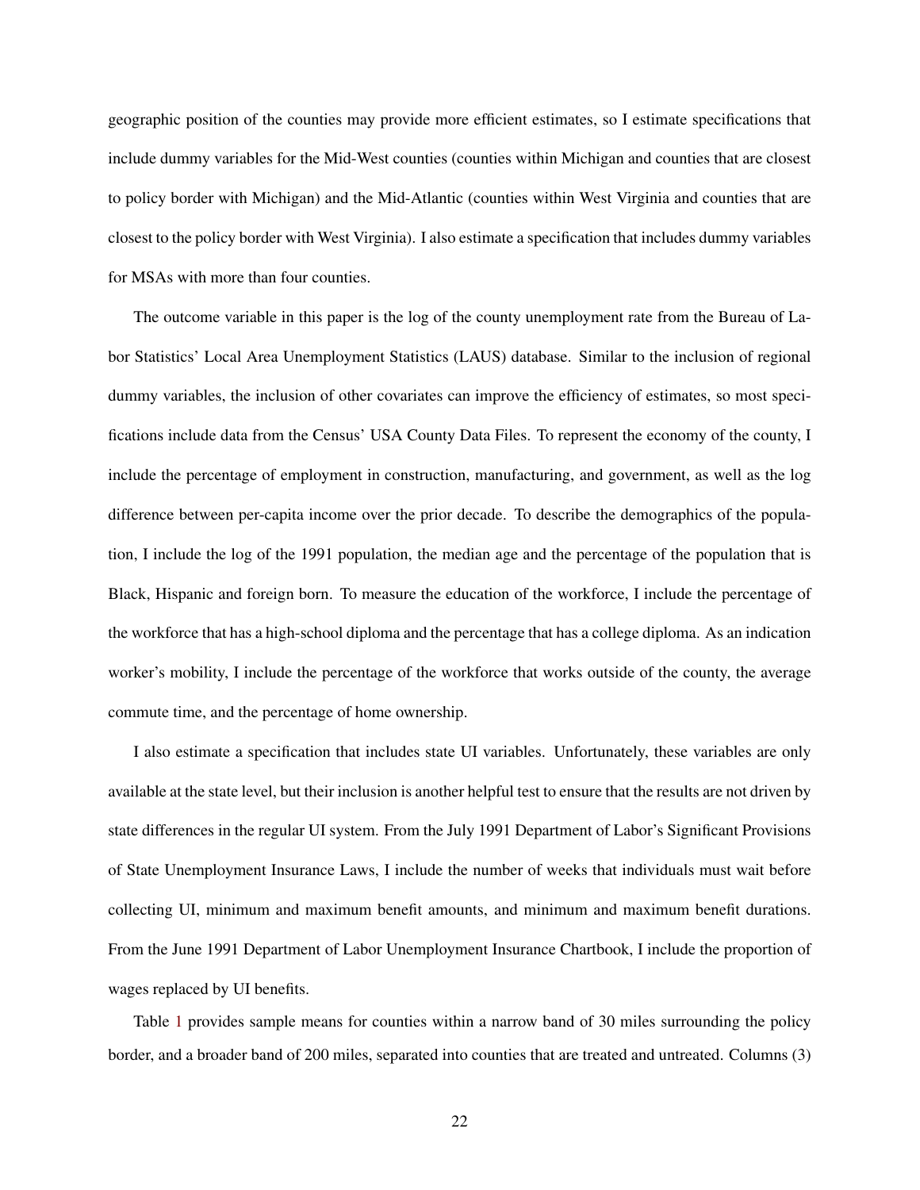geographic position of the counties may provide more efficient estimates, so I estimate specifications that include dummy variables for the Mid-West counties (counties within Michigan and counties that are closest to policy border with Michigan) and the Mid-Atlantic (counties within West Virginia and counties that are closest to the policy border with West Virginia). I also estimate a specification that includes dummy variables for MSAs with more than four counties.

The outcome variable in this paper is the log of the county unemployment rate from the Bureau of Labor Statistics' Local Area Unemployment Statistics (LAUS) database. Similar to the inclusion of regional dummy variables, the inclusion of other covariates can improve the efficiency of estimates, so most specifications include data from the Census' USA County Data Files. To represent the economy of the county, I include the percentage of employment in construction, manufacturing, and government, as well as the log difference between per-capita income over the prior decade. To describe the demographics of the population, I include the log of the 1991 population, the median age and the percentage of the population that is Black, Hispanic and foreign born. To measure the education of the workforce, I include the percentage of the workforce that has a high-school diploma and the percentage that has a college diploma. As an indication worker's mobility, I include the percentage of the workforce that works outside of the county, the average commute time, and the percentage of home ownership.

I also estimate a specification that includes state UI variables. Unfortunately, these variables are only available at the state level, but their inclusion is another helpful test to ensure that the results are not driven by state differences in the regular UI system. From the July 1991 Department of Labor's Significant Provisions of State Unemployment Insurance Laws, I include the number of weeks that individuals must wait before collecting UI, minimum and maximum benefit amounts, and minimum and maximum benefit durations. From the June 1991 Department of Labor Unemployment Insurance Chartbook, I include the proportion of wages replaced by UI benefits.

Table 1 provides sample means for counties within a narrow band of 30 miles surrounding the policy border, and a broader band of 200 miles, separated into counties that are treated and untreated. Columns (3)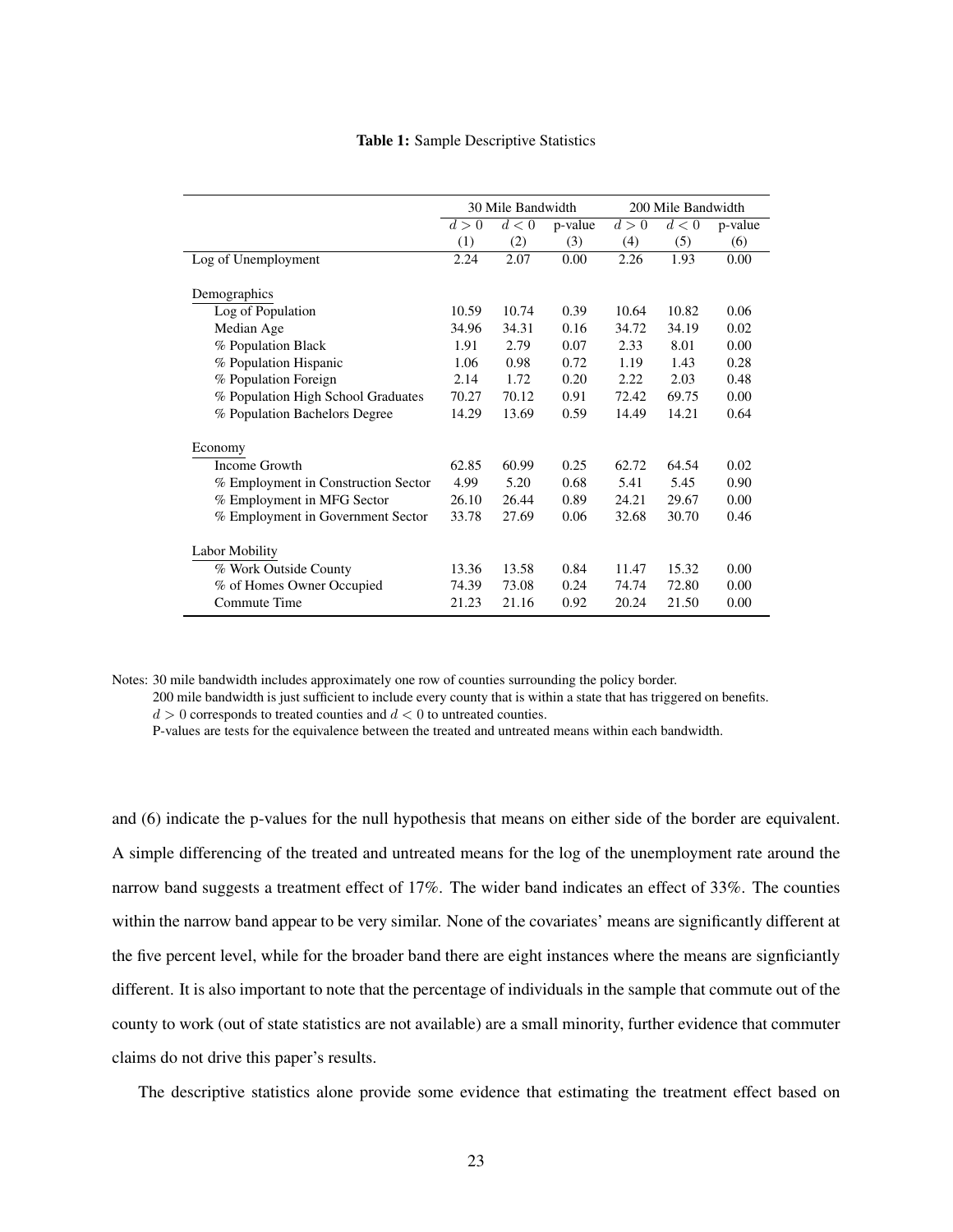**Table 1:** Sample Descriptive Statistics

| | 30 Mile Bandwidth | | | 200 Mile Bandwidth | | |
|---|---|---|---|---|---|---|
| | $d > 0$ | $d < 0$ | p-value | $d > 0$ | $d < 0$ | p-value |
| | (1) | (2) | (3) | (4) | (5) | (6) |
| Log of Unemployment | 2.24 | 2.07 | 0.00 | 2.26 | 1.93 | 0.00 |
| Demographics | | | | | | |
| Log of Population | 10.59 | 10.74 | 0.39 | 10.64 | 10.82 | 0.06 |
| Median Age | 34.96 | 34.31 | 0.16 | 34.72 | 34.19 | 0.02 |
| % Population Black | 1.91 | 2.79 | 0.07 | 2.33 | 8.01 | 0.00 |
| % Population Hispanic | 1.06 | 0.98 | 0.72 | 1.19 | 1.43 | 0.28 |
| % Population Foreign | 2.14 | 1.72 | 0.20 | 2.22 | 2.03 | 0.48 |
| % Population High School Graduates | 70.27 | 70.12 | 0.91 | 72.42 | 69.75 | 0.00 |
| % Population Bachelors Degree | 14.29 | 13.69 | 0.59 | 14.49 | 14.21 | 0.64 |
| Economy | | | | | | |
| Income Growth | 62.85 | 60.99 | 0.25 | 62.72 | 64.54 | 0.02 |
| % Employment in Construction Sector | 4.99 | 5.20 | 0.68 | 5.41 | 5.45 | 0.90 |
| % Employment in MFG Sector | 26.10 | 26.44 | 0.89 | 24.21 | 29.67 | 0.00 |
| % Employment in Government Sector | 33.78 | 27.69 | 0.06 | 32.68 | 30.70 | 0.46 |
| Labor Mobility | | | | | | |
| % Work Outside County | 13.36 | 13.58 | 0.84 | 11.47 | 15.32 | 0.00 |
| % of Homes Owner Occupied | 74.39 | 73.08 | 0.24 | 74.74 | 72.80 | 0.00 |
| Commute Time | 21.23 | 21.16 | 0.92 | 20.24 | 21.50 | 0.00 |

Notes: 30 mile bandwidth includes approximately one row of counties surrounding the policy border.
200 mile bandwidth is just sufficient to include every county that is within a state that has triggered on benefits.
$d > 0$ corresponds to treated counties and $d < 0$ to untreated counties.
P-values are tests for the equivalence between the treated and untreated means within each bandwidth.

and (6) indicate the p-values for the null hypothesis that means on either side of the border are equivalent. A simple differencing of the treated and untreated means for the log of the unemployment rate around the narrow band suggests a treatment effect of 17%. The wider band indicates an effect of 33%. The counties within the narrow band appear to be very similar. None of the covariates' means are significantly different at the five percent level, while for the broader band there are eight instances where the means are signficiantly different. It is also important to note that the percentage of individuals in the sample that commute out of the county to work (out of state statistics are not available) are a small minority, further evidence that commuter claims do not drive this paper's results.

The descriptive statistics alone provide some evidence that estimating the treatment effect based on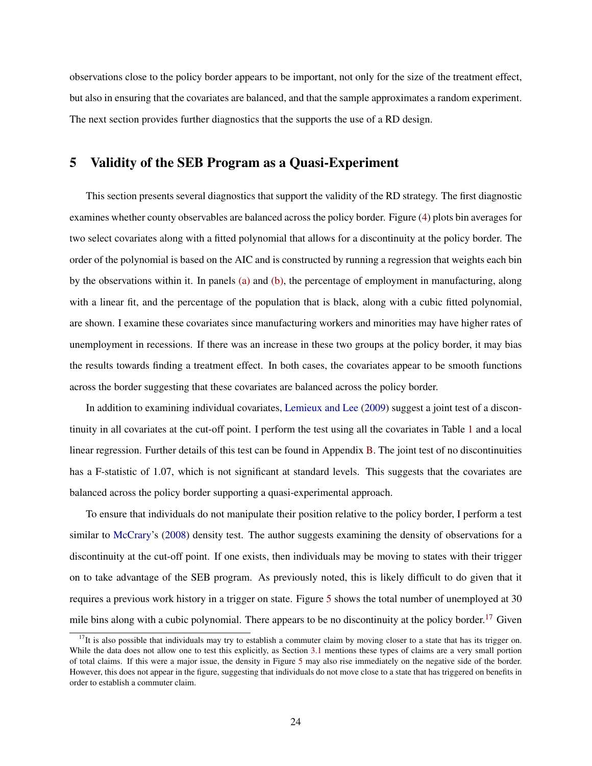observations close to the policy border appears to be important, not only for the size of the treatment effect, but also in ensuring that the covariates are balanced, and that the sample approximates a random experiment. The next section provides further diagnostics that the supports the use of a RD design.

## 5 Validity of the SEB Program as a Quasi-Experiment

This section presents several diagnostics that support the validity of the RD strategy. The first diagnostic examines whether county observables are balanced across the policy border. Figure (4) plots bin averages for two select covariates along with a fitted polynomial that allows for a discontinuity at the policy border. The order of the polynomial is based on the AIC and is constructed by running a regression that weights each bin by the observations within it. In panels (a) and (b), the percentage of employment in manufacturing, along with a linear fit, and the percentage of the population that is black, along with a cubic fitted polynomial, are shown. I examine these covariates since manufacturing workers and minorities may have higher rates of unemployment in recessions. If there was an increase in these two groups at the policy border, it may bias the results towards finding a treatment effect. In both cases, the covariates appear to be smooth functions across the border suggesting that these covariates are balanced across the policy border.

In addition to examining individual covariates, Lemieux and Lee (2009) suggest a joint test of a discontinuity in all covariates at the cut-off point. I perform the test using all the covariates in Table 1 and a local linear regression. Further details of this test can be found in Appendix B. The joint test of no discontinuities has a F-statistic of 1.07, which is not significant at standard levels. This suggests that the covariates are balanced across the policy border supporting a quasi-experimental approach.

To ensure that individuals do not manipulate their position relative to the policy border, I perform a test similar to McCrary's (2008) density test. The author suggests examining the density of observations for a discontinuity at the cut-off point. If one exists, then individuals may be moving to states with their trigger on to take advantage of the SEB program. As previously noted, this is likely difficult to do given that it requires a previous work history in a trigger on state. Figure 5 shows the total number of unemployed at 30 mile bins along with a cubic polynomial. There appears to be no discontinuity at the policy border.[17] Given

[17] It is also possible that individuals may try to establish a commuter claim by moving closer to a state that has its trigger on. While the data does not allow one to test this explicitly, as Section 3.1 mentions these types of claims are a very small portion of total claims. If this were a major issue, the density in Figure 5 may also rise immediately on the negative side of the border. However, this does not appear in the figure, suggesting that individuals do not move close to a state that has triggered on benefits in order to establish a commuter claim.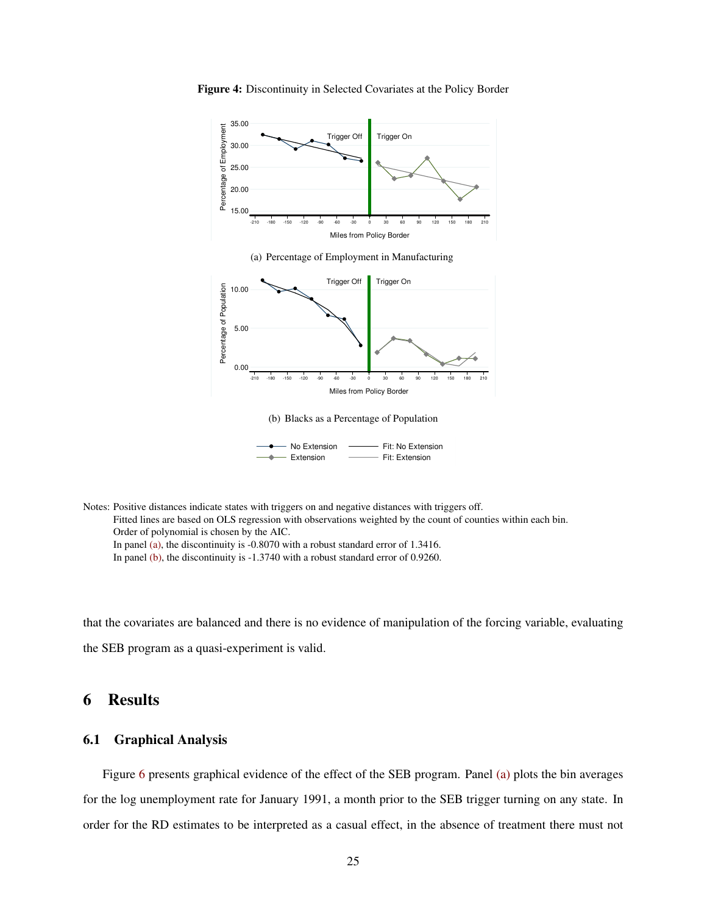**Figure 4:** Discontinuity in Selected Covariates at the Policy Border

(a) Percentage of Employment in Manufacturing

(b) Blacks as a Percentage of Population

Notes: Positive distances indicate states with triggers on and negative distances with triggers off.
Fitted lines are based on OLS regression with observations weighted by the count of counties within each bin.
Order of polynomial is chosen by the AIC.
In panel (a), the discontinuity is -0.8070 with a robust standard error of 1.3416.
In panel (b), the discontinuity is -1.3740 with a robust standard error of 0.9260.

that the covariates are balanced and there is no evidence of manipulation of the forcing variable, evaluating the SEB program as a quasi-experiment is valid.

# 6 Results

## 6.1 Graphical Analysis

Figure 6 presents graphical evidence of the effect of the SEB program. Panel (a) plots the bin averages for the log unemployment rate for January 1991, a month prior to the SEB trigger turning on any state. In order for the RD estimates to be interpreted as a casual effect, in the absence of treatment there must not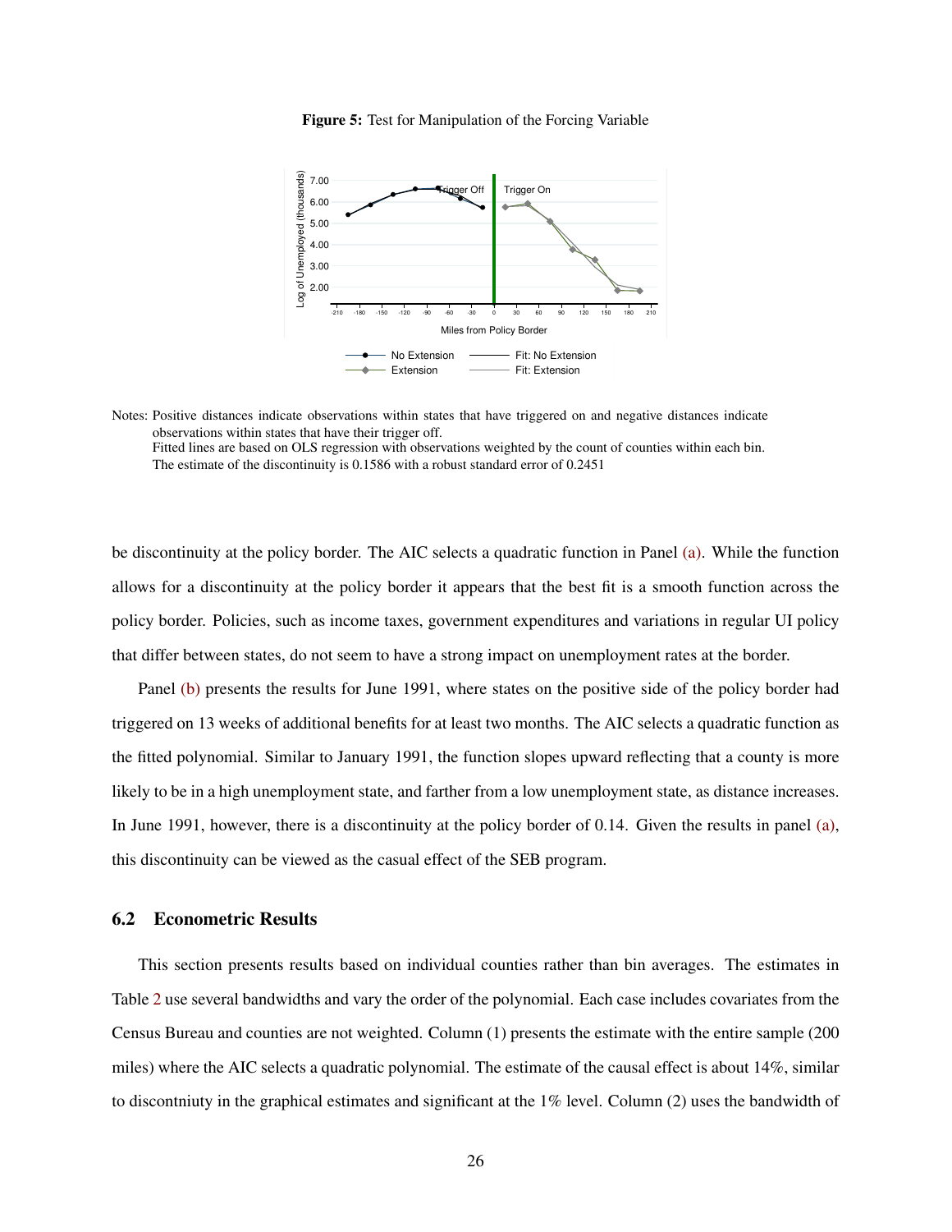**Figure 5:** Test for Manipulation of the Forcing Variable

Notes: Positive distances indicate observations within states that have triggered on and negative distances indicate observations within states that have their trigger off.
Fitted lines are based on OLS regression with observations weighted by the count of counties within each bin.
The estimate of the discontinuity is 0.1586 with a robust standard error of 0.2451

be discontinuity at the policy border. The AIC selects a quadratic function in Panel (a). While the function allows for a discontinuity at the policy border it appears that the best fit is a smooth function across the policy border. Policies, such as income taxes, government expenditures and variations in regular UI policy that differ between states, do not seem to have a strong impact on unemployment rates at the border.

Panel (b) presents the results for June 1991, where states on the positive side of the policy border had triggered on 13 weeks of additional benefits for at least two months. The AIC selects a quadratic function as the fitted polynomial. Similar to January 1991, the function slopes upward reflecting that a county is more likely to be in a high unemployment state, and farther from a low unemployment state, as distance increases. In June 1991, however, there is a discontinuity at the policy border of 0.14. Given the results in panel (a), this discontinuity can be viewed as the casual effect of the SEB program.

## 6.2 Econometric Results

This section presents results based on individual counties rather than bin averages. The estimates in Table 2 use several bandwidths and vary the order of the polynomial. Each case includes covariates from the Census Bureau and counties are not weighted. Column (1) presents the estimate with the entire sample (200 miles) where the AIC selects a quadratic polynomial. The estimate of the causal effect is about 14%, similar to discontniuty in the graphical estimates and significant at the 1% level. Column (2) uses the bandwidth of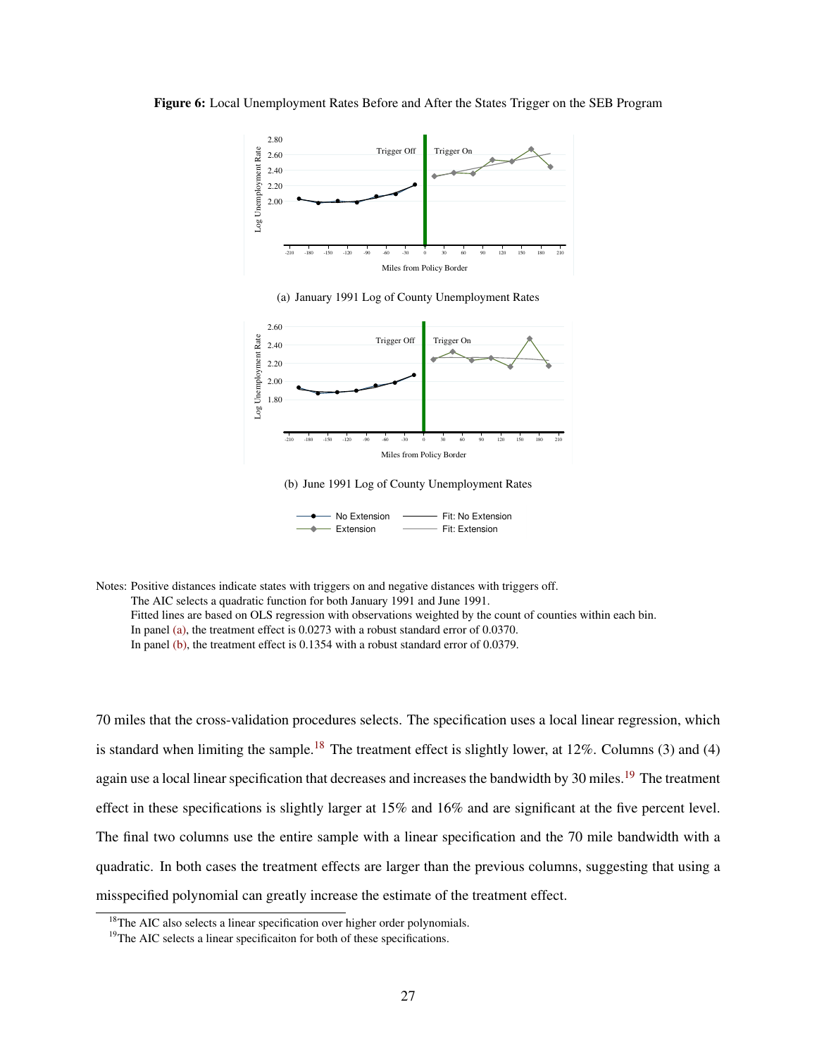**Figure 6:** Local Unemployment Rates Before and After the States Trigger on the SEB Program

(a) January 1991 Log of County Unemployment Rates

(b) June 1991 Log of County Unemployment Rates

Notes: Positive distances indicate states with triggers on and negative distances with triggers off.
The AIC selects a quadratic function for both January 1991 and June 1991.
Fitted lines are based on OLS regression with observations weighted by the count of counties within each bin.
In panel (a), the treatment effect is 0.0273 with a robust standard error of 0.0370.
In panel (b), the treatment effect is 0.1354 with a robust standard error of 0.0379.

70 miles that the cross-validation procedures selects. The specification uses a local linear regression, which is standard when limiting the sample.[18] The treatment effect is slightly lower, at 12%. Columns (3) and (4) again use a local linear specification that decreases and increases the bandwidth by 30 miles.[19] The treatment effect in these specifications is slightly larger at 15% and 16% and are significant at the five percent level. The final two columns use the entire sample with a linear specification and the 70 mile bandwidth with a quadratic. In both cases the treatment effects are larger than the previous columns, suggesting that using a misspecified polynomial can greatly increase the estimate of the treatment effect.

[18] The AIC also selects a linear specification over higher order polynomials.

[19] The AIC selects a linear specificaiton for both of these specifications.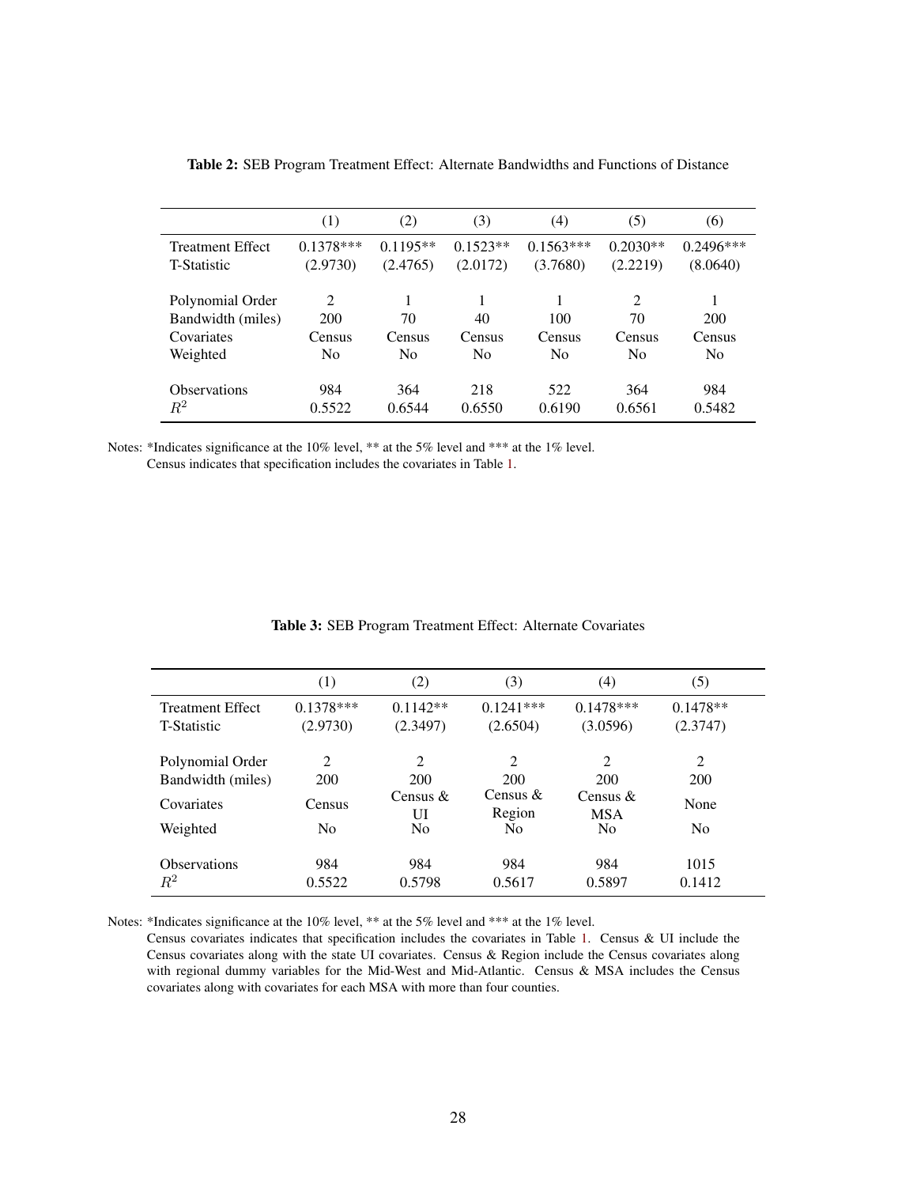**Table 2:** SEB Program Treatment Effect: Alternate Bandwidths and Functions of Distance

| | (1) | (2) | (3) | (4) | (5) | (6) |
|---|---|---|---|---|---|---|
| Treatment Effect | 0.1378*** | 0.1195** | 0.1523** | 0.1563*** | 0.2030** | 0.2496*** |
| T-Statistic | (2.9730) | (2.4765) | (2.0172) | (3.7680) | (2.2219) | (8.0640) |
| Polynomial Order | 2 | 1 | 1 | 1 | 2 | 1 |
| Bandwidth (miles) | 200 | 70 | 40 | 100 | 70 | 200 |
| Covariates | Census | Census | Census | Census | Census | Census |
| Weighted | No | No | No | No | No | No |
| Observations | 984 | 364 | 218 | 522 | 364 | 984 |
| $R^2$ | 0.5522 | 0.6544 | 0.6550 | 0.6190 | 0.6561 | 0.5482 |

Notes: *Indicates significance at the 10% level, ** at the 5% level and *** at the 1% level.
Census indicates that specification includes the covariates in Table 1.

**Table 3:** SEB Program Treatment Effect: Alternate Covariates

| | (1) | (2) | (3) | (4) | (5) |
|---|---|---|---|---|---|
| Treatment Effect | 0.1378*** | 0.1142** | 0.1241*** | 0.1478*** | 0.1478** |
| T-Statistic | (2.9730) | (2.3497) | (2.6504) | (3.0596) | (2.3747) |
| Polynomial Order | 2 | 2 | 2 | 2 | 2 |
| Bandwidth (miles) | 200 | 200 | 200 | 200 | 200 |
| Covariates | Census | Census & UI | Census & Region | Census & MSA | None |
| Weighted | No | No | No | No | No |
| Observations | 984 | 984 | 984 | 984 | 1015 |
| $R^2$ | 0.5522 | 0.5798 | 0.5617 | 0.5897 | 0.1412 |

Notes: *Indicates significance at the 10% level, ** at the 5% level and *** at the 1% level.
Census covariates indicates that specification includes the covariates in Table 1. Census & UI include the Census covariates along with the state UI covariates. Census & Region include the Census covariates along with regional dummy variables for the Mid-West and Mid-Atlantic. Census & MSA includes the Census covariates along with covariates for each MSA with more than four counties.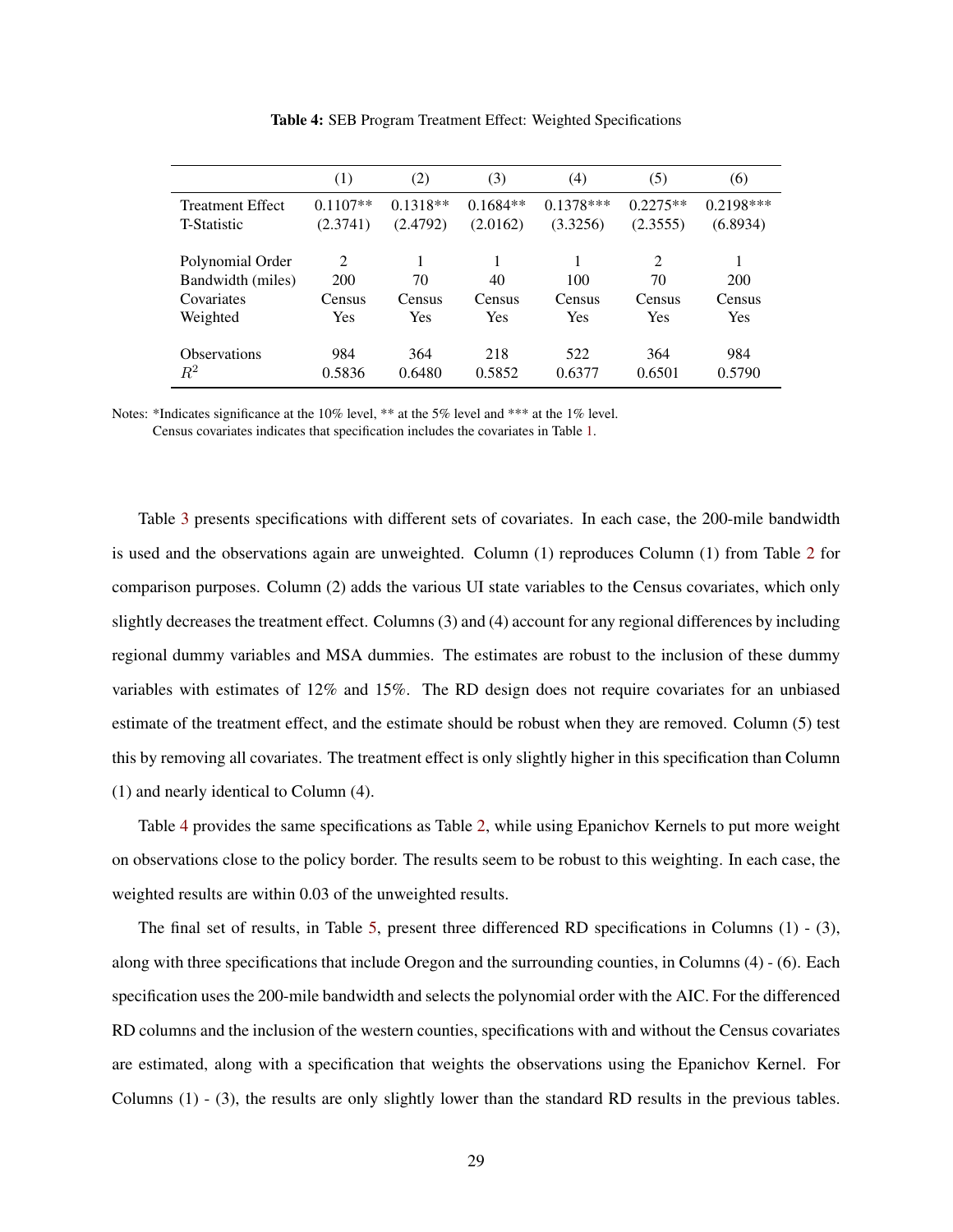**Table 4:** SEB Program Treatment Effect: Weighted Specifications

| | (1) | (2) | (3) | (4) | (5) | (6) |
|---|---|---|---|---|---|---|
| Treatment Effect | 0.1107** | 0.1318** | 0.1684** | 0.1378*** | 0.2275** | 0.2198*** |
| T-Statistic | (2.3741) | (2.4792) | (2.0162) | (3.3256) | (2.3555) | (6.8934) |
| Polynomial Order | 2 | 1 | 1 | 1 | 2 | 1 |
| Bandwidth (miles) | 200 | 70 | 40 | 100 | 70 | 200 |
| Covariates | Census | Census | Census | Census | Census | Census |
| Weighted | Yes | Yes | Yes | Yes | Yes | Yes |
| Observations | 984 | 364 | 218 | 522 | 364 | 984 |
| $R^2$ | 0.5836 | 0.6480 | 0.5852 | 0.6377 | 0.6501 | 0.5790 |

Notes: *Indicates significance at the 10% level, ** at the 5% level and *** at the 1% level.
Census covariates indicates that specification includes the covariates in Table 1.

Table 3 presents specifications with different sets of covariates. In each case, the 200-mile bandwidth is used and the observations again are unweighted. Column (1) reproduces Column (1) from Table 2 for comparison purposes. Column (2) adds the various UI state variables to the Census covariates, which only slightly decreases the treatment effect. Columns (3) and (4) account for any regional differences by including regional dummy variables and MSA dummies. The estimates are robust to the inclusion of these dummy variables with estimates of 12% and 15%. The RD design does not require covariates for an unbiased estimate of the treatment effect, and the estimate should be robust when they are removed. Column (5) test this by removing all covariates. The treatment effect is only slightly higher in this specification than Column (1) and nearly identical to Column (4).

Table 4 provides the same specifications as Table 2, while using Epanichov Kernels to put more weight on observations close to the policy border. The results seem to be robust to this weighting. In each case, the weighted results are within 0.03 of the unweighted results.

The final set of results, in Table 5, present three differenced RD specifications in Columns (1) - (3), along with three specifications that include Oregon and the surrounding counties, in Columns (4) - (6). Each specification uses the 200-mile bandwidth and selects the polynomial order with the AIC. For the differenced RD columns and the inclusion of the western counties, specifications with and without the Census covariates are estimated, along with a specification that weights the observations using the Epanichov Kernel. For Columns (1) - (3), the results are only slightly lower than the standard RD results in the previous tables.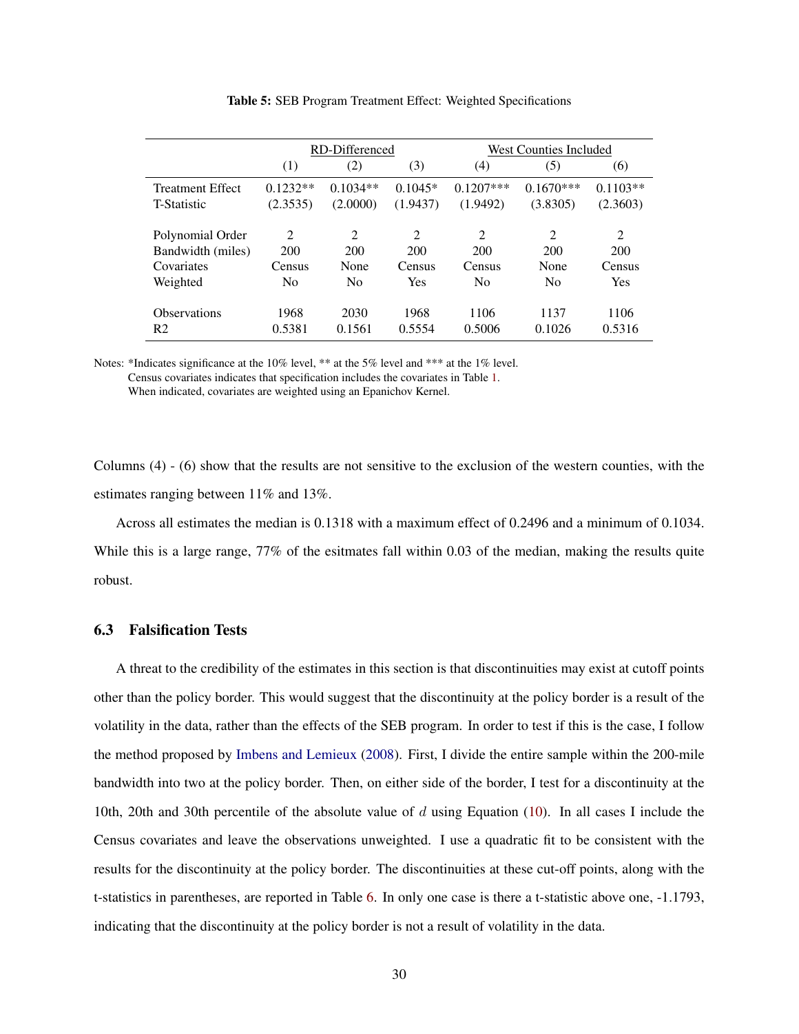**Table 5:** SEB Program Treatment Effect: Weighted Specifications

| | RD-Differenced | | | West Counties Included | | |
|---|---|---|---|---|---|---|
| | (1) | (2) | (3) | (4) | (5) | (6) |
| Treatment Effect | 0.1232** | 0.1034** | 0.1045* | 0.1207*** | 0.1670*** | 0.1103** |
| T-Statistic | (2.3535) | (2.0000) | (1.9437) | (1.9492) | (3.8305) | (2.3603) |
| Polynomial Order | 2 | 2 | 2 | 2 | 2 | 2 |
| Bandwidth (miles) | 200 | 200 | 200 | 200 | 200 | 200 |
| Covariates | Census | None | Census | Census | None | Census |
| Weighted | No | No | Yes | No | No | Yes |
| Observations | 1968 | 2030 | 1968 | 1106 | 1137 | 1106 |
| R2 | 0.5381 | 0.1561 | 0.5554 | 0.5006 | 0.1026 | 0.5316 |

Notes: *Indicates significance at the 10% level, ** at the 5% level and *** at the 1% level.
Census covariates indicates that specification includes the covariates in Table 1.
When indicated, covariates are weighted using an Epanichov Kernel.

Columns (4) - (6) show that the results are not sensitive to the exclusion of the western counties, with the estimates ranging between 11% and 13%.

Across all estimates the median is 0.1318 with a maximum effect of 0.2496 and a minimum of 0.1034. While this is a large range, 77% of the esitmates fall within 0.03 of the median, making the results quite robust.

### 6.3 Falsification Tests

A threat to the credibility of the estimates in this section is that discontinuities may exist at cutoff points other than the policy border. This would suggest that the discontinuity at the policy border is a result of the volatility in the data, rather than the effects of the SEB program. In order to test if this is the case, I follow the method proposed by Imbens and Lemieux (2008). First, I divide the entire sample within the 200-mile bandwidth into two at the policy border. Then, on either side of the border, I test for a discontinuity at the 10th, 20th and 30th percentile of the absolute value of $d$ using Equation (10). In all cases I include the Census covariates and leave the observations unweighted. I use a quadratic fit to be consistent with the results for the discontinuity at the policy border. The discontinuities at these cut-off points, along with the t-statistics in parentheses, are reported in Table 6. In only one case is there a t-statistic above one, -1.1793, indicating that the discontinuity at the policy border is not a result of volatility in the data.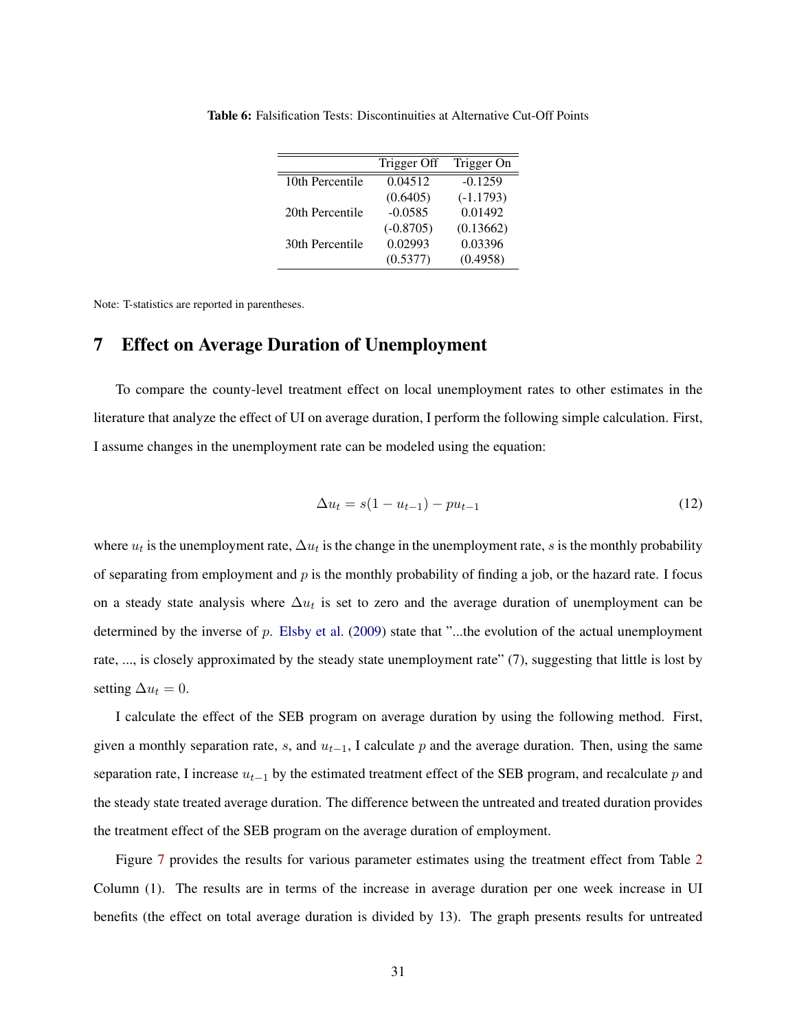**Table 6:** Falsification Tests: Discontinuities at Alternative Cut-Off Points

| | Trigger Off | Trigger On |
|---|---|---|
| 10th Percentile | 0.04512 | -0.1259 |
| | (0.6405) | (-1.1793) |
| 20th Percentile | -0.0585 | 0.01492 |
| | (-0.8705) | (0.13662) |
| 30th Percentile | 0.02993 | 0.03396 |
| | (0.5377) | (0.4958) |

Note: T-statistics are reported in parentheses.

# 7 Effect on Average Duration of Unemployment

To compare the county-level treatment effect on local unemployment rates to other estimates in the literature that analyze the effect of UI on average duration, I perform the following simple calculation. First, I assume changes in the unemployment rate can be modeled using the equation:

$$\Delta u_t = s(1 - u_{t-1}) - pu_{t-1} \tag{12}$$

where $u_t$ is the unemployment rate, $\Delta u_t$ is the change in the unemployment rate, $s$ is the monthly probability of separating from employment and $p$ is the monthly probability of finding a job, or the hazard rate. I focus on a steady state analysis where $\Delta u_t$ is set to zero and the average duration of unemployment can be determined by the inverse of $p$. Elsby et al. (2009) state that "...the evolution of the actual unemployment rate, ..., is closely approximated by the steady state unemployment rate" (7), suggesting that little is lost by setting $\Delta u_t = 0$.

I calculate the effect of the SEB program on average duration by using the following method. First, given a monthly separation rate, $s$, and $u_{t-1}$, I calculate $p$ and the average duration. Then, using the same separation rate, I increase $u_{t-1}$ by the estimated treatment effect of the SEB program, and recalculate $p$ and the steady state treated average duration. The difference between the untreated and treated duration provides the treatment effect of the SEB program on the average duration of employment.

Figure 7 provides the results for various parameter estimates using the treatment effect from Table 2 Column (1). The results are in terms of the increase in average duration per one week increase in UI benefits (the effect on total average duration is divided by 13). The graph presents results for untreated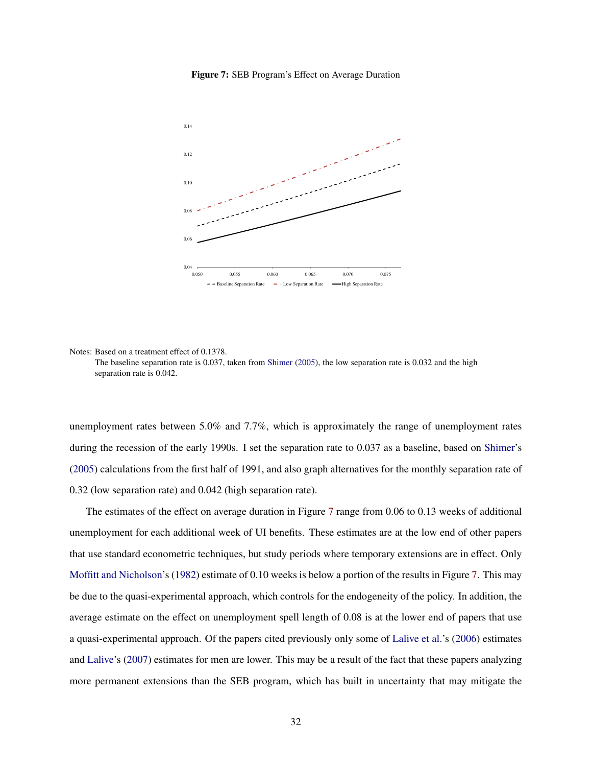**Figure 7:** SEB Program's Effect on Average Duration

Notes: Based on a treatment effect of 0.1378.
The baseline separation rate is 0.037, taken from Shimer (2005), the low separation rate is 0.032 and the high separation rate is 0.042.

unemployment rates between 5.0% and 7.7%, which is approximately the range of unemployment rates during the recession of the early 1990s. I set the separation rate to 0.037 as a baseline, based on Shimer's (2005) calculations from the first half of 1991, and also graph alternatives for the monthly separation rate of 0.32 (low separation rate) and 0.042 (high separation rate).

The estimates of the effect on average duration in Figure 7 range from 0.06 to 0.13 weeks of additional unemployment for each additional week of UI benefits. These estimates are at the low end of other papers that use standard econometric techniques, but study periods where temporary extensions are in effect. Only Moffitt and Nicholson's (1982) estimate of 0.10 weeks is below a portion of the results in Figure 7. This may be due to the quasi-experimental approach, which controls for the endogeneity of the policy. In addition, the average estimate on the effect on unemployment spell length of 0.08 is at the lower end of papers that use a quasi-experimental approach. Of the papers cited previously only some of Lalive et al.'s (2006) estimates and Lalive's (2007) estimates for men are lower. This may be a result of the fact that these papers analyzing more permanent extensions than the SEB program, which has built in uncertainty that may mitigate the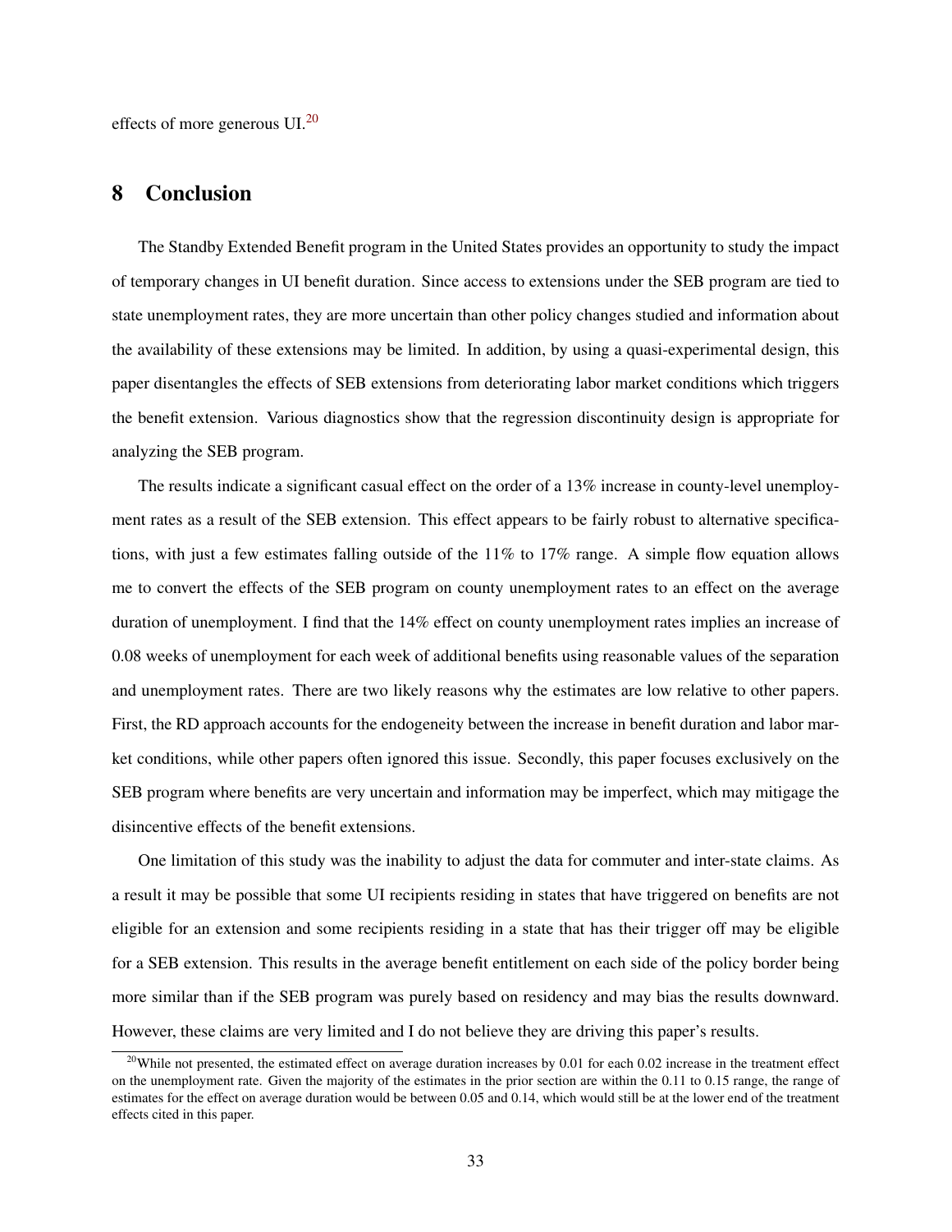effects of more generous UI.[20]

## 8 Conclusion

The Standby Extended Benefit program in the United States provides an opportunity to study the impact of temporary changes in UI benefit duration. Since access to extensions under the SEB program are tied to state unemployment rates, they are more uncertain than other policy changes studied and information about the availability of these extensions may be limited. In addition, by using a quasi-experimental design, this paper disentangles the effects of SEB extensions from deteriorating labor market conditions which triggers the benefit extension. Various diagnostics show that the regression discontinuity design is appropriate for analyzing the SEB program.

The results indicate a significant casual effect on the order of a 13% increase in county-level unemployment rates as a result of the SEB extension. This effect appears to be fairly robust to alternative specifications, with just a few estimates falling outside of the 11% to 17% range. A simple flow equation allows me to convert the effects of the SEB program on county unemployment rates to an effect on the average duration of unemployment. I find that the 14% effect on county unemployment rates implies an increase of 0.08 weeks of unemployment for each week of additional benefits using reasonable values of the separation and unemployment rates. There are two likely reasons why the estimates are low relative to other papers. First, the RD approach accounts for the endogeneity between the increase in benefit duration and labor market conditions, while other papers often ignored this issue. Secondly, this paper focuses exclusively on the SEB program where benefits are very uncertain and information may be imperfect, which may mitigage the disincentive effects of the benefit extensions.

One limitation of this study was the inability to adjust the data for commuter and inter-state claims. As a result it may be possible that some UI recipients residing in states that have triggered on benefits are not eligible for an extension and some recipients residing in a state that has their trigger off may be eligible for a SEB extension. This results in the average benefit entitlement on each side of the policy border being more similar than if the SEB program was purely based on residency and may bias the results downward. However, these claims are very limited and I do not believe they are driving this paper's results.

[20] While not presented, the estimated effect on average duration increases by 0.01 for each 0.02 increase in the treatment effect on the unemployment rate. Given the majority of the estimates in the prior section are within the 0.11 to 0.15 range, the range of estimates for the effect on average duration would be between 0.05 and 0.14, which would still be at the lower end of the treatment effects cited in this paper.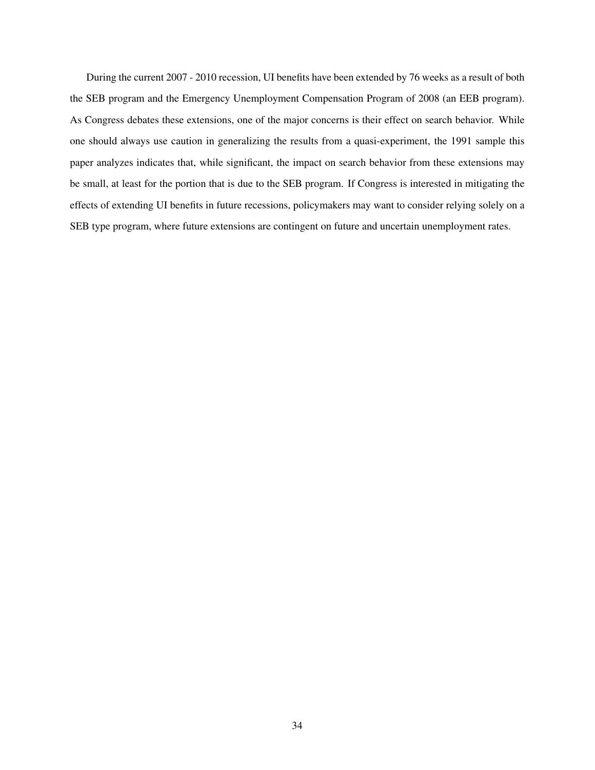During the current 2007 - 2010 recession, UI benefits have been extended by 76 weeks as a result of both the SEB program and the Emergency Unemployment Compensation Program of 2008 (an EEB program). As Congress debates these extensions, one of the major concerns is their effect on search behavior. While one should always use caution in generalizing the results from a quasi-experiment, the 1991 sample this paper analyzes indicates that, while significant, the impact on search behavior from these extensions may be small, at least for the portion that is due to the SEB program. If Congress is interested in mitigating the effects of extending UI benefits in future recessions, policymakers may want to consider relying solely on a SEB type program, where future extensions are contingent on future and uncertain unemployment rates.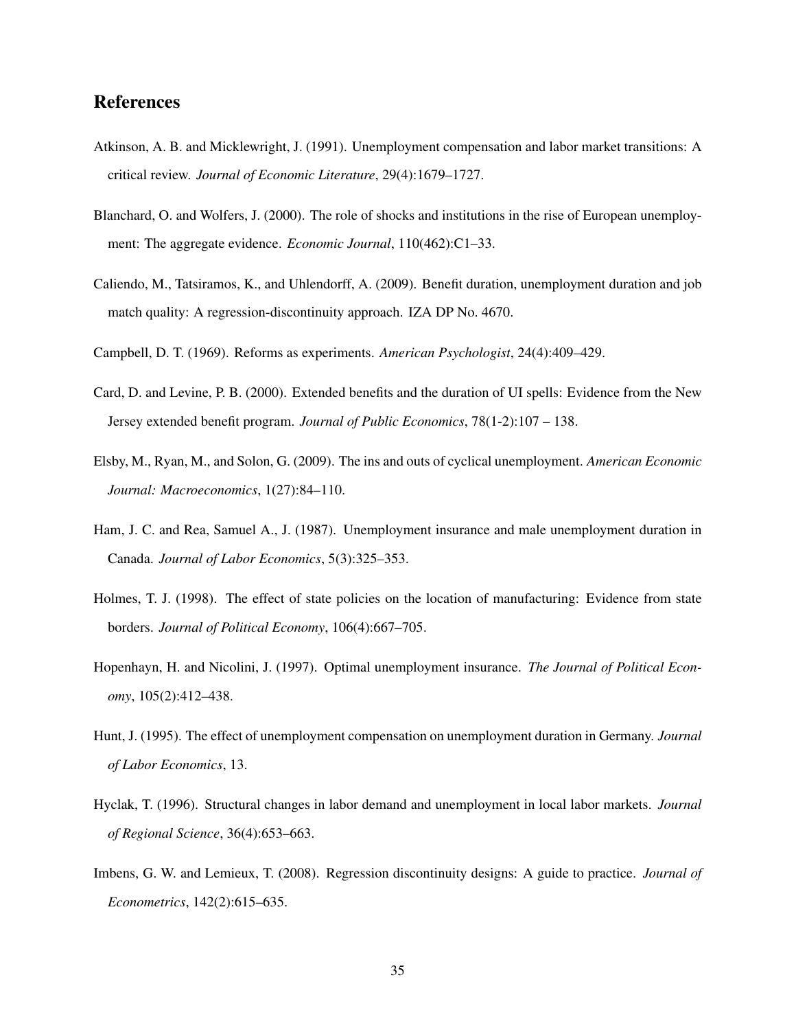# References

Atkinson, A. B. and Micklewright, J. (1991). Unemployment compensation and labor market transitions: A critical review. *Journal of Economic Literature*, 29(4):1679–1727.

Blanchard, O. and Wolfers, J. (2000). The role of shocks and institutions in the rise of European unemployment: The aggregate evidence. *Economic Journal*, 110(462):C1–33.

Caliendo, M., Tatsiramos, K., and Uhlendorff, A. (2009). Benefit duration, unemployment duration and job match quality: A regression-discontinuity approach. IZA DP No. 4670.

Campbell, D. T. (1969). Reforms as experiments. *American Psychologist*, 24(4):409–429.

Card, D. and Levine, P. B. (2000). Extended benefits and the duration of UI spells: Evidence from the New Jersey extended benefit program. *Journal of Public Economics*, 78(1-2):107 – 138.

Elsby, M., Ryan, M., and Solon, G. (2009). The ins and outs of cyclical unemployment. *American Economic Journal: Macroeconomics*, 1(27):84–110.

Ham, J. C. and Rea, Samuel A., J. (1987). Unemployment insurance and male unemployment duration in Canada. *Journal of Labor Economics*, 5(3):325–353.

Holmes, T. J. (1998). The effect of state policies on the location of manufacturing: Evidence from state borders. *Journal of Political Economy*, 106(4):667–705.

Hopenhayn, H. and Nicolini, J. (1997). Optimal unemployment insurance. *The Journal of Political Economy*, 105(2):412–438.

Hunt, J. (1995). The effect of unemployment compensation on unemployment duration in Germany. *Journal of Labor Economics*, 13.

Hyclak, T. (1996). Structural changes in labor demand and unemployment in local labor markets. *Journal of Regional Science*, 36(4):653–663.

Imbens, G. W. and Lemieux, T. (2008). Regression discontinuity designs: A guide to practice. *Journal of Econometrics*, 142(2):615–635.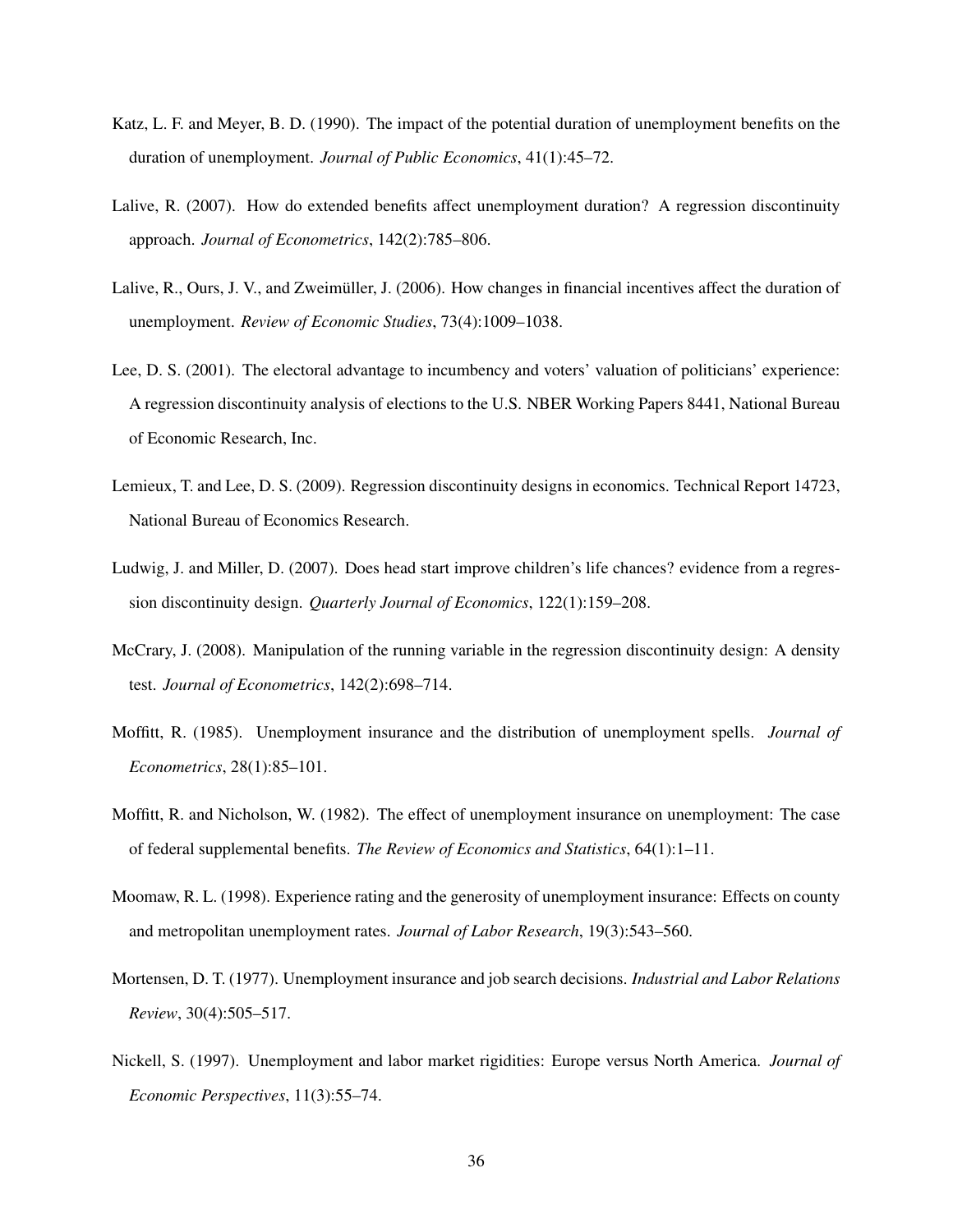Katz, L. F. and Meyer, B. D. (1990). The impact of the potential duration of unemployment benefits on the duration of unemployment. *Journal of Public Economics*, 41(1):45–72.

Lalive, R. (2007). How do extended benefits affect unemployment duration? A regression discontinuity approach. *Journal of Econometrics*, 142(2):785–806.

Lalive, R., Ours, J. V., and Zweimüller, J. (2006). How changes in financial incentives affect the duration of unemployment. *Review of Economic Studies*, 73(4):1009–1038.

Lee, D. S. (2001). The electoral advantage to incumbency and voters' valuation of politicians' experience: A regression discontinuity analysis of elections to the U.S. NBER Working Papers 8441, National Bureau of Economic Research, Inc.

Lemieux, T. and Lee, D. S. (2009). Regression discontinuity designs in economics. Technical Report 14723, National Bureau of Economics Research.

Ludwig, J. and Miller, D. (2007). Does head start improve children's life chances? evidence from a regression discontinuity design. *Quarterly Journal of Economics*, 122(1):159–208.

McCrary, J. (2008). Manipulation of the running variable in the regression discontinuity design: A density test. *Journal of Econometrics*, 142(2):698–714.

Moffitt, R. (1985). Unemployment insurance and the distribution of unemployment spells. *Journal of Econometrics*, 28(1):85–101.

Moffitt, R. and Nicholson, W. (1982). The effect of unemployment insurance on unemployment: The case of federal supplemental benefits. *The Review of Economics and Statistics*, 64(1):1–11.

Moomaw, R. L. (1998). Experience rating and the generosity of unemployment insurance: Effects on county and metropolitan unemployment rates. *Journal of Labor Research*, 19(3):543–560.

Mortensen, D. T. (1977). Unemployment insurance and job search decisions. *Industrial and Labor Relations Review*, 30(4):505–517.

Nickell, S. (1997). Unemployment and labor market rigidities: Europe versus North America. *Journal of Economic Perspectives*, 11(3):55–74.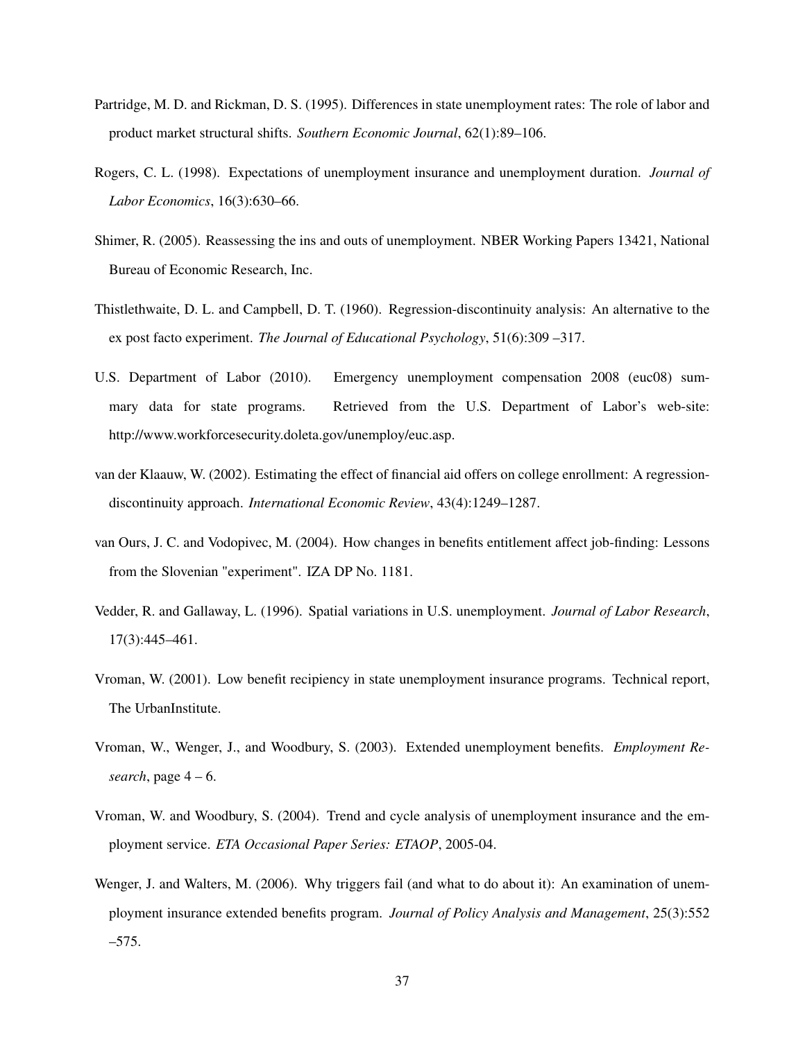Partridge, M. D. and Rickman, D. S. (1995). Differences in state unemployment rates: The role of labor and product market structural shifts. *Southern Economic Journal*, 62(1):89–106.

Rogers, C. L. (1998). Expectations of unemployment insurance and unemployment duration. *Journal of Labor Economics*, 16(3):630–66.

Shimer, R. (2005). Reassessing the ins and outs of unemployment. NBER Working Papers 13421, National Bureau of Economic Research, Inc.

Thistlethwaite, D. L. and Campbell, D. T. (1960). Regression-discontinuity analysis: An alternative to the ex post facto experiment. *The Journal of Educational Psychology*, 51(6):309 –317.

U.S. Department of Labor (2010). Emergency unemployment compensation 2008 (euc08) summary data for state programs. Retrieved from the U.S. Department of Labor's web-site: http://www.workforcesecurity.doleta.gov/unemploy/euc.asp.

van der Klaauw, W. (2002). Estimating the effect of financial aid offers on college enrollment: A regression-discontinuity approach. *International Economic Review*, 43(4):1249–1287.

van Ours, J. C. and Vodopivec, M. (2004). How changes in benefits entitlement affect job-finding: Lessons from the Slovenian "experiment". IZA DP No. 1181.

Vedder, R. and Gallaway, L. (1996). Spatial variations in U.S. unemployment. *Journal of Labor Research*, 17(3):445–461.

Vroman, W. (2001). Low benefit recipiency in state unemployment insurance programs. Technical report, The UrbanInstitute.

Vroman, W., Wenger, J., and Woodbury, S. (2003). Extended unemployment benefits. *Employment Research*, page 4 – 6.

Vroman, W. and Woodbury, S. (2004). Trend and cycle analysis of unemployment insurance and the employment service. *ETA Occasional Paper Series: ETAOP*, 2005-04.

Wenger, J. and Walters, M. (2006). Why triggers fail (and what to do about it): An examination of unemployment insurance extended benefits program. *Journal of Policy Analysis and Management*, 25(3):552 –575.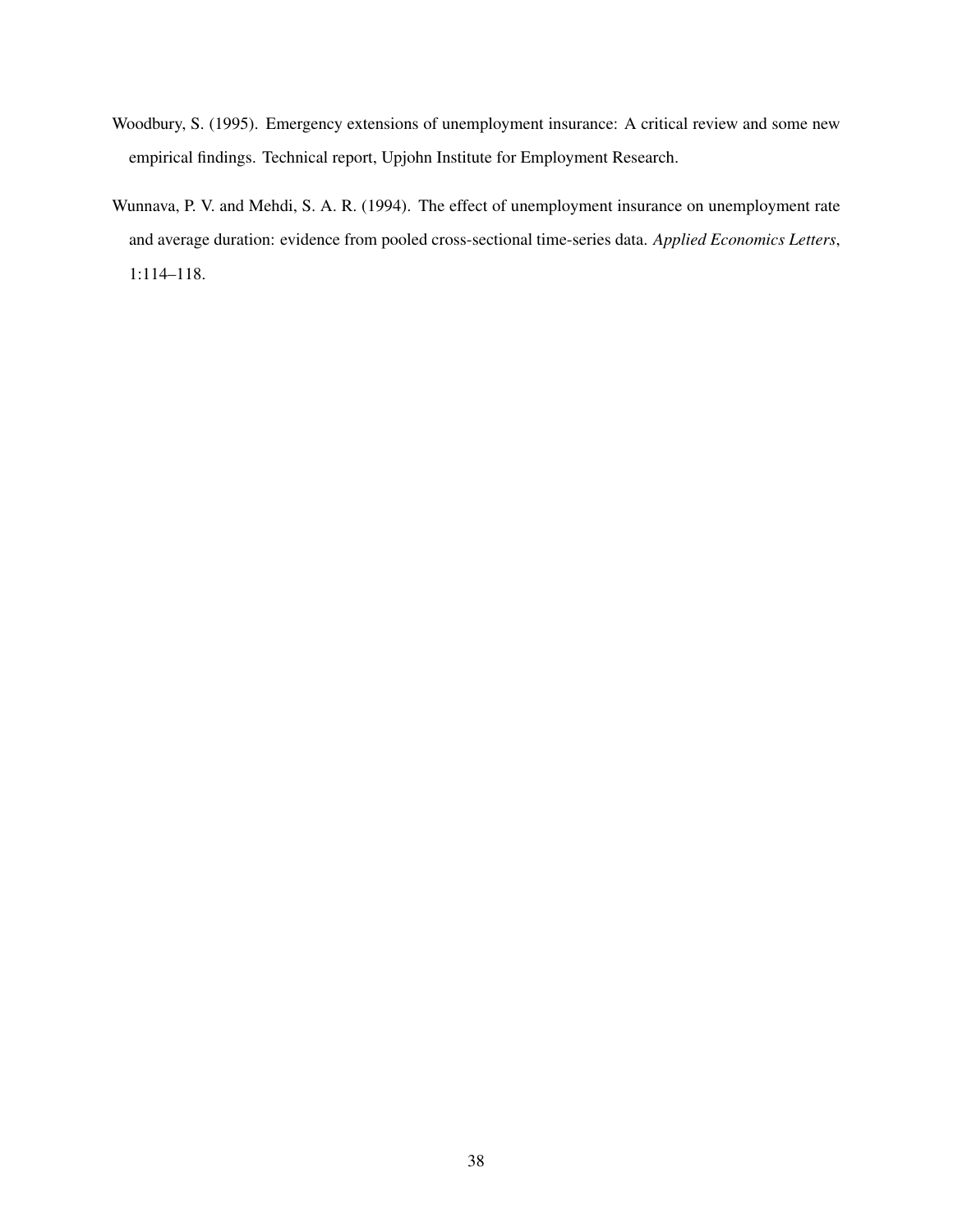Woodbury, S. (1995). Emergency extensions of unemployment insurance: A critical review and some new empirical findings. Technical report, Upjohn Institute for Employment Research.

Wunnava, P. V. and Mehdi, S. A. R. (1994). The effect of unemployment insurance on unemployment rate and average duration: evidence from pooled cross-sectional time-series data. *Applied Economics Letters*, 1:114–118.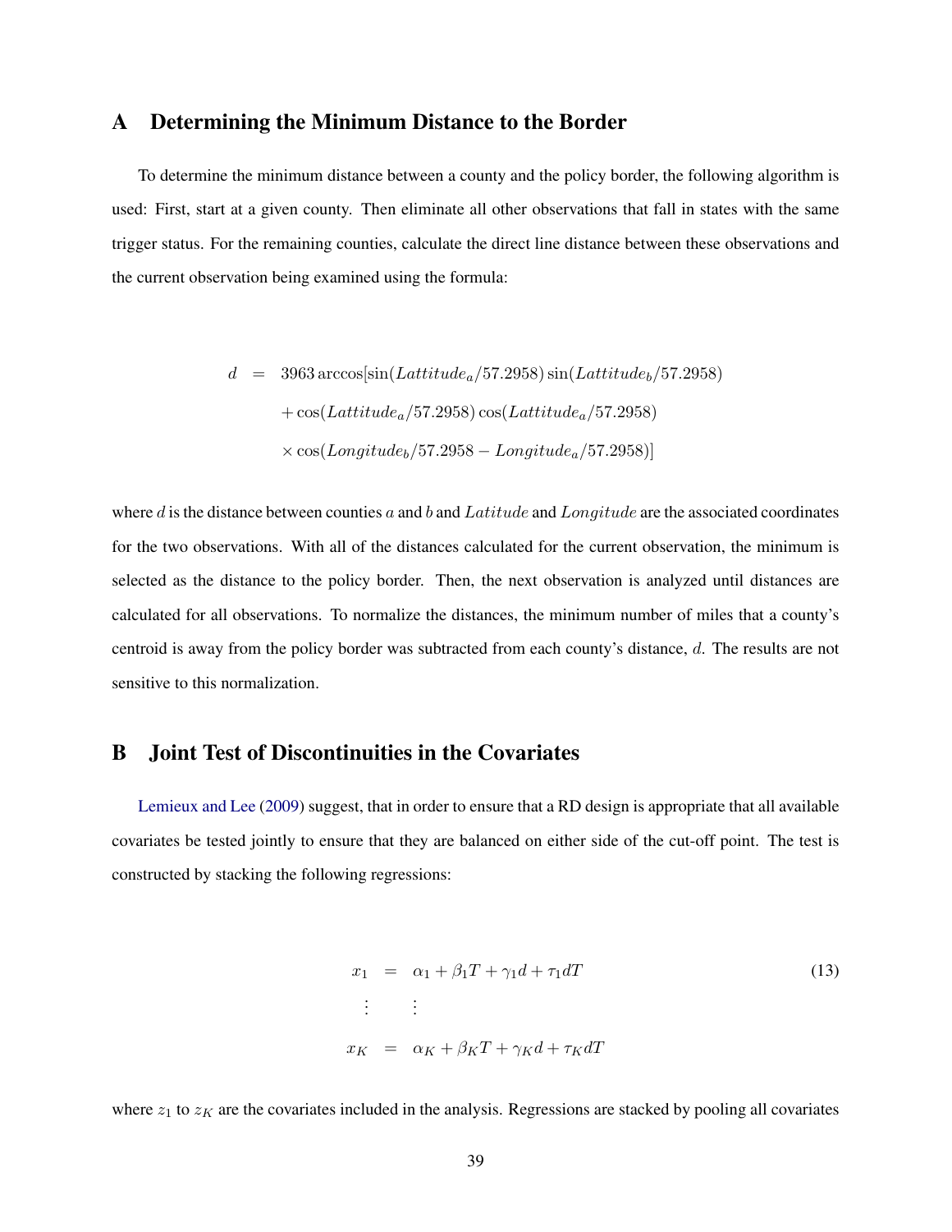## A Determining the Minimum Distance to the Border

To determine the minimum distance between a county and the policy border, the following algorithm is used: First, start at a given county. Then eliminate all other observations that fall in states with the same trigger status. For the remaining counties, calculate the direct line distance between these observations and the current observation being examined using the formula:

$$
\begin{aligned}
d \quad = \quad & 3963 \arccos[\sin(Lattitude_a/57.2958)\sin(Lattitude_b/57.2958) \\
& + \cos(Lattitude_a/57.2958)\cos(Lattitude_a/57.2958) \\
& \times \cos(Longitude_b/57.2958 - Longitude_a/57.2958)]
\end{aligned}
$$

where $d$ is the distance between counties $a$ and $b$ and $Latitude$ and $Longitude$ are the associated coordinates for the two observations. With all of the distances calculated for the current observation, the minimum is selected as the distance to the policy border. Then, the next observation is analyzed until distances are calculated for all observations. To normalize the distances, the minimum number of miles that a county's centroid is away from the policy border was subtracted from each county's distance, $d$. The results are not sensitive to this normalization.

## B Joint Test of Discontinuities in the Covariates

Lemieux and Lee (2009) suggest, that in order to ensure that a RD design is appropriate that all available covariates be tested jointly to ensure that they are balanced on either side of the cut-off point. The test is constructed by stacking the following regressions:

$$
\begin{aligned}
x_1 &= \alpha_1 + \beta_1 T + \gamma_1 d + \tau_1 dT \\
&\vdots \\
x_K &= \alpha_K + \beta_K T + \gamma_K d + \tau_K dT
\end{aligned}
\tag{13}
$$

where $z_1$ to $z_K$ are the covariates included in the analysis. Regressions are stacked by pooling all covariates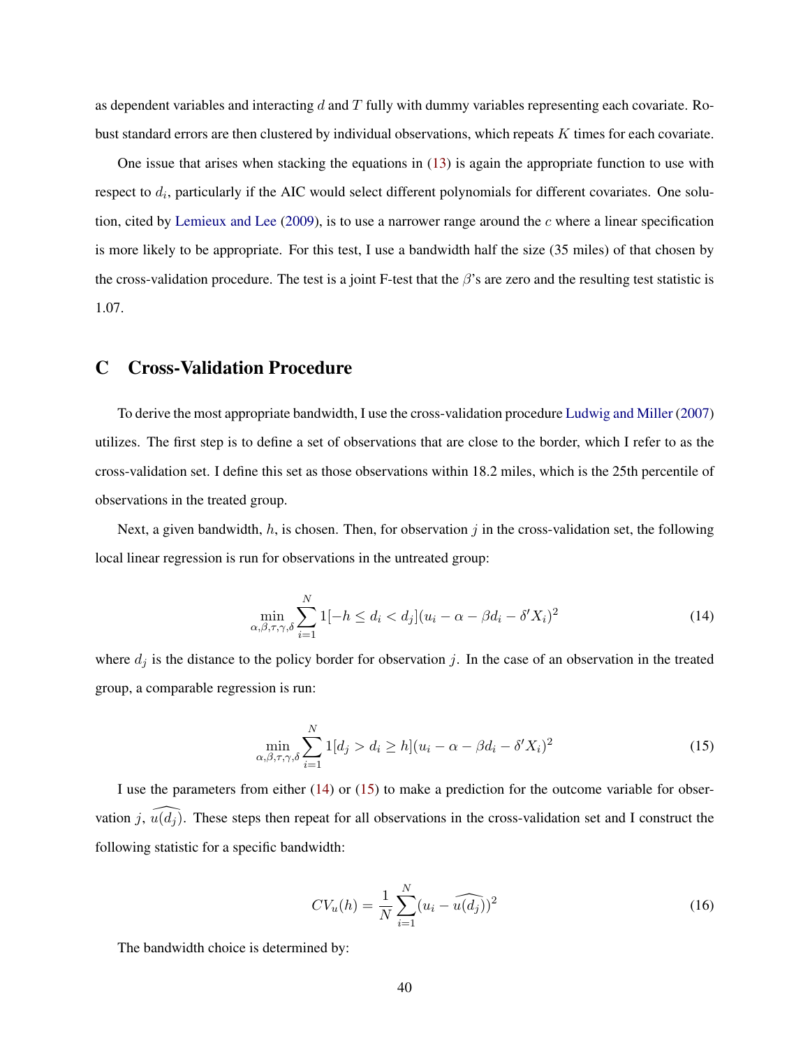as dependent variables and interacting $d$ and $T$ fully with dummy variables representing each covariate. Robust standard errors are then clustered by individual observations, which repeats $K$ times for each covariate.

One issue that arises when stacking the equations in (13) is again the appropriate function to use with respect to $d_i$, particularly if the AIC would select different polynomials for different covariates. One solution, cited by Lemieux and Lee (2009), is to use a narrower range around the $c$ where a linear specification is more likely to be appropriate. For this test, I use a bandwidth half the size (35 miles) of that chosen by the cross-validation procedure. The test is a joint F-test that the $\beta$'s are zero and the resulting test statistic is 1.07.

# C Cross-Validation Procedure

To derive the most appropriate bandwidth, I use the cross-validation procedure Ludwig and Miller (2007) utilizes. The first step is to define a set of observations that are close to the border, which I refer to as the cross-validation set. I define this set as those observations within 18.2 miles, which is the 25th percentile of observations in the treated group.

Next, a given bandwidth, $h$, is chosen. Then, for observation $j$ in the cross-validation set, the following local linear regression is run for observations in the untreated group:

$$\min_{\alpha,\beta,\tau,\gamma,\delta} \sum_{i=1}^{N} 1[-h \leq d_i < d_j](u_i - \alpha - \beta d_i - \delta' X_i)^2 \tag{14}$$

where $d_j$ is the distance to the policy border for observation $j$. In the case of an observation in the treated group, a comparable regression is run:

$$\min_{\alpha,\beta,\tau,\gamma,\delta} \sum_{i=1}^{N} 1[d_j > d_i \geq h](u_i - \alpha - \beta d_i - \delta' X_i)^2 \tag{15}$$

I use the parameters from either (14) or (15) to make a prediction for the outcome variable for observation $j$, $\widehat{u(d_j)}$. These steps then repeat for all observations in the cross-validation set and I construct the following statistic for a specific bandwidth:

$$CV_u(h) = \frac{1}{N} \sum_{i=1}^{N} (u_i - \widehat{u(d_j)})^2 \tag{16}$$

The bandwidth choice is determined by: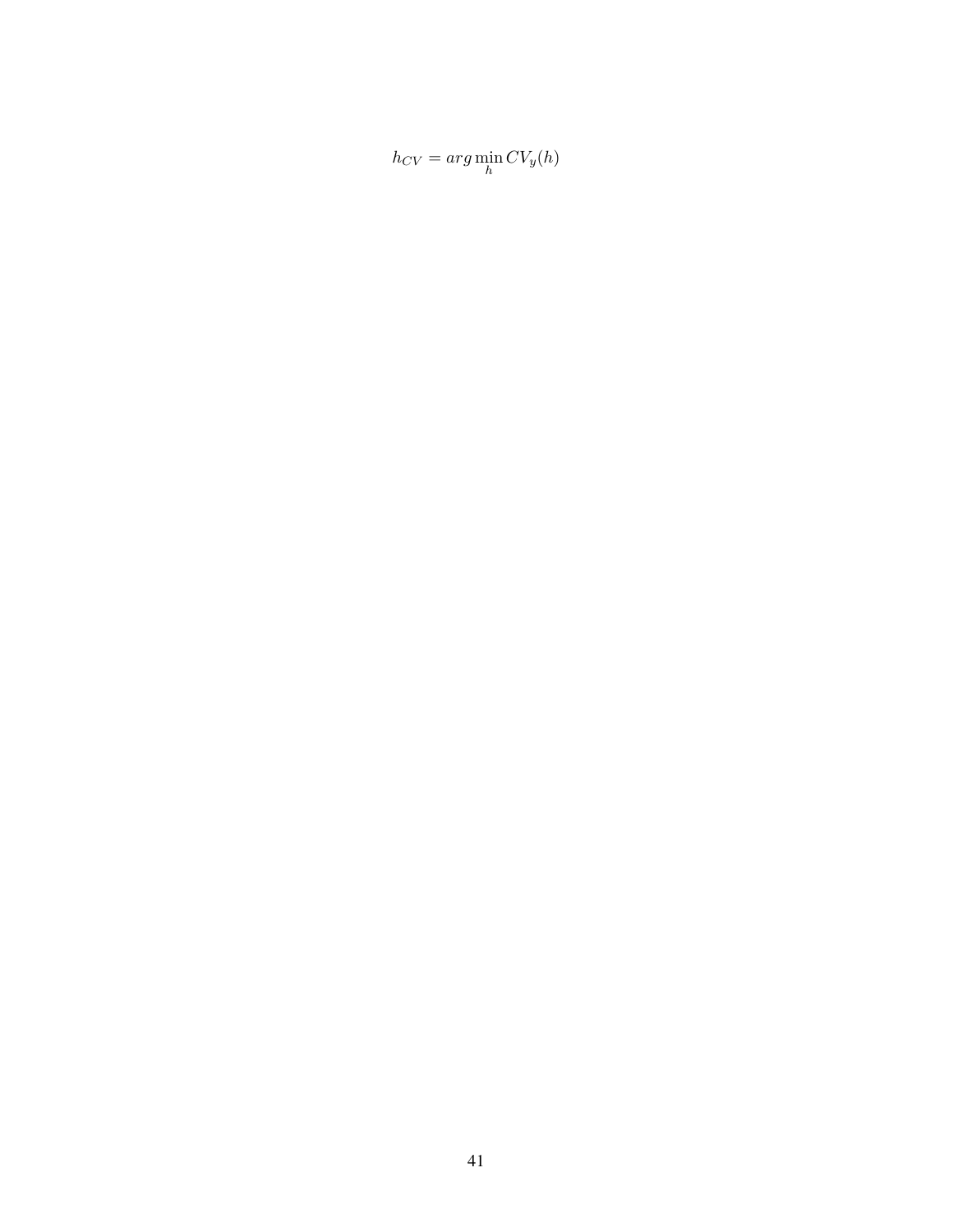$$h_{CV} = arg \min_{h} CV_y(h)$$